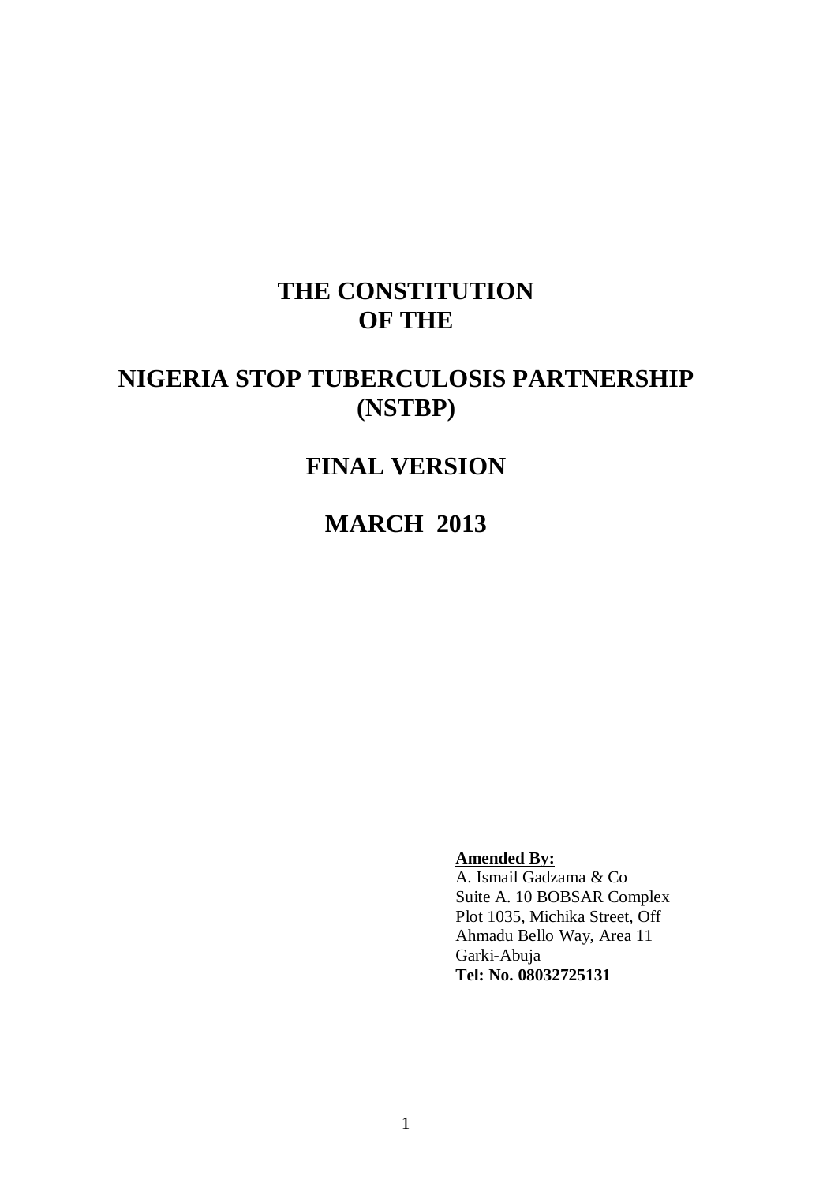# THE CONSTITUTION OF THE

# NIGERIA STOP TUBERCULOSIS PARTNERSHIP (NSTBP)

## FINAL VERSION

## MARCH 2013

**<u>Amended By:</u>**
A. Ismail Gadzama & Co
Suite A. 10 BOBSAR Complex
Plot 1035, Michika Street, Off
Ahmadu Bello Way, Area 11
Garki-Abuja
**Tel: No. 08032725131**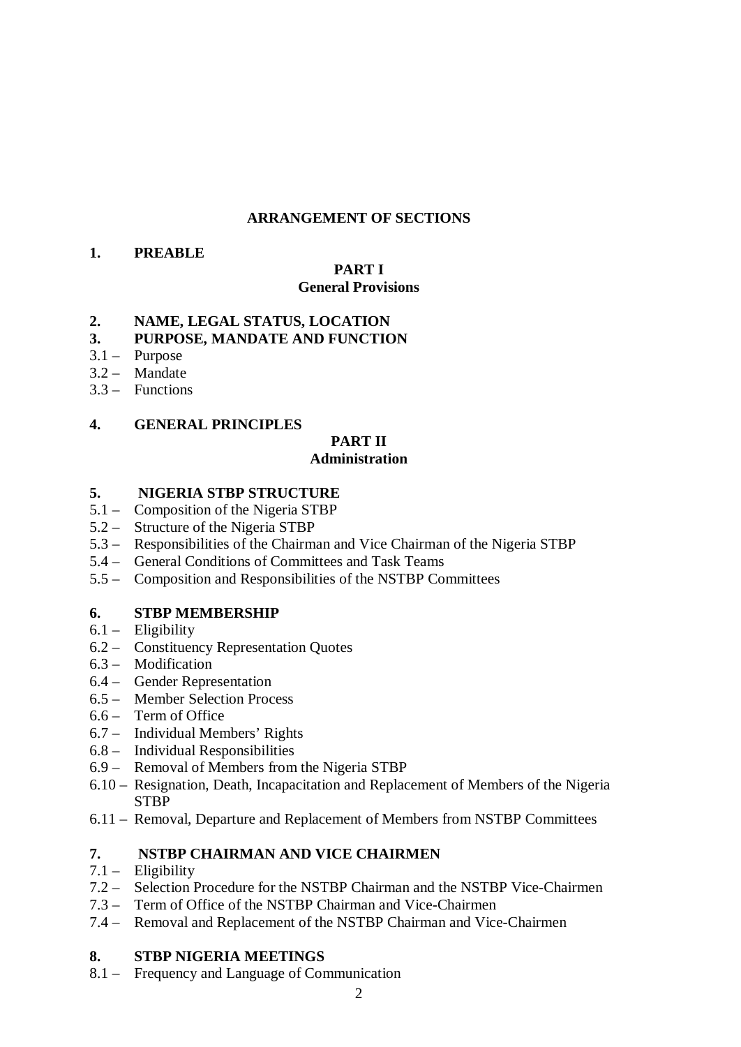## ARRANGEMENT OF SECTIONS

**1. PREABLE**

### PART I
### General Provisions

**2. NAME, LEGAL STATUS, LOCATION**

**3. PURPOSE, MANDATE AND FUNCTION**

3.1 – Purpose
3.2 – Mandate
3.3 – Functions

**4. GENERAL PRINCIPLES**

### PART II
### Administration

**5. NIGERIA STBP STRUCTURE**

5.1 – Composition of the Nigeria STBP
5.2 – Structure of the Nigeria STBP
5.3 – Responsibilities of the Chairman and Vice Chairman of the Nigeria STBP
5.4 – General Conditions of Committees and Task Teams
5.5 – Composition and Responsibilities of the NSTBP Committees

**6. STBP MEMBERSHIP**

6.1 – Eligibility
6.2 – Constituency Representation Quotes
6.3 – Modification
6.4 – Gender Representation
6.5 – Member Selection Process
6.6 – Term of Office
6.7 – Individual Members' Rights
6.8 – Individual Responsibilities
6.9 – Removal of Members from the Nigeria STBP
6.10 – Resignation, Death, Incapacitation and Replacement of Members of the Nigeria STBP
6.11 – Removal, Departure and Replacement of Members from NSTBP Committees

**7. NSTBP CHAIRMAN AND VICE CHAIRMEN**

7.1 – Eligibility
7.2 – Selection Procedure for the NSTBP Chairman and the NSTBP Vice-Chairmen
7.3 – Term of Office of the NSTBP Chairman and Vice-Chairmen
7.4 – Removal and Replacement of the NSTBP Chairman and Vice-Chairmen

**8. STBP NIGERIA MEETINGS**

8.1 – Frequency and Language of Communication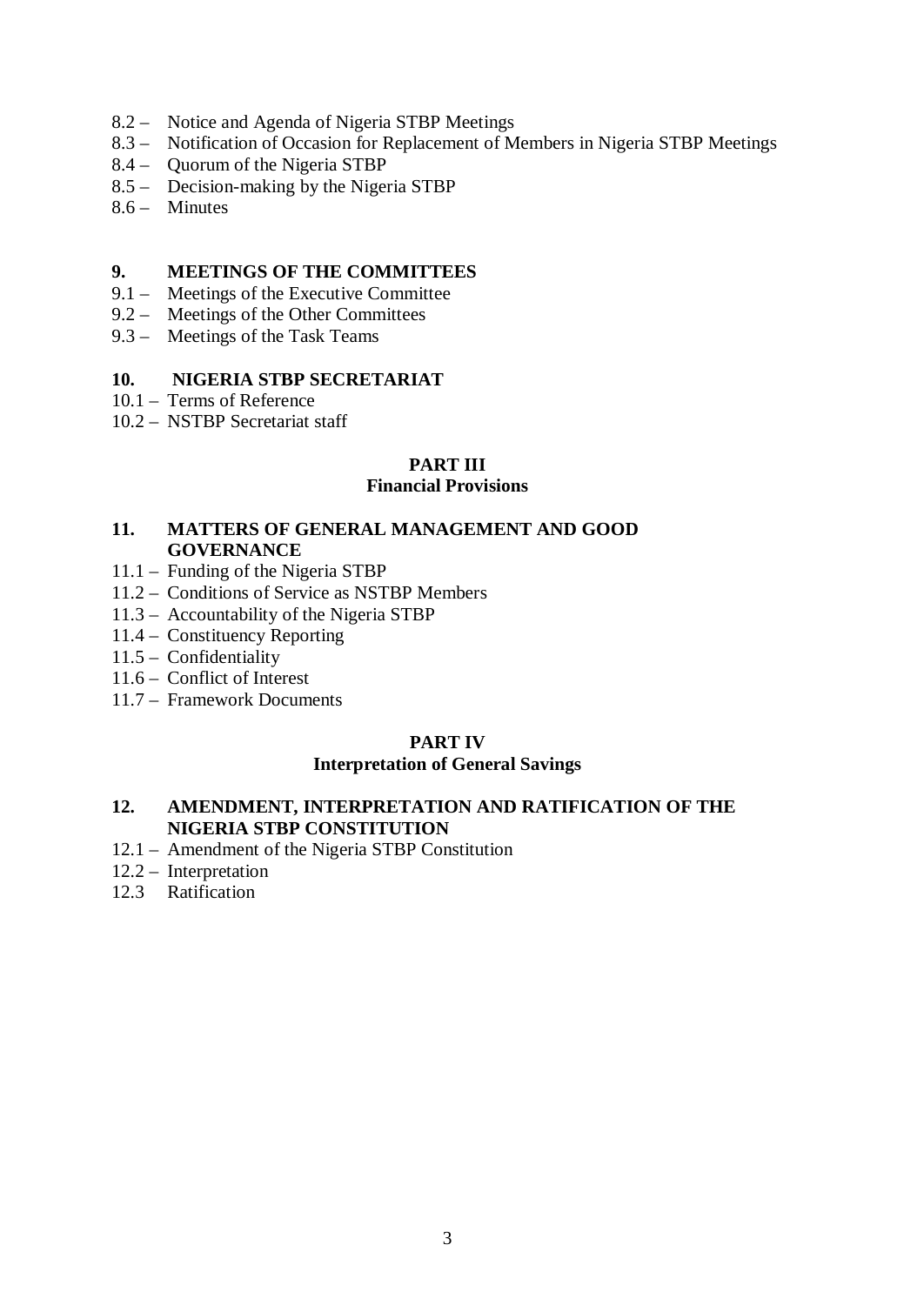8.2 – Notice and Agenda of Nigeria STBP Meetings
8.3 – Notification of Occasion for Replacement of Members in Nigeria STBP Meetings
8.4 – Quorum of the Nigeria STBP
8.5 – Decision-making by the Nigeria STBP
8.6 – Minutes

**9. MEETINGS OF THE COMMITTEES**

9.1 – Meetings of the Executive Committee
9.2 – Meetings of the Other Committees
9.3 – Meetings of the Task Teams

**10. NIGERIA STBP SECRETARIAT**

10.1 – Terms of Reference
10.2 – NSTBP Secretariat staff

**PART III**
**Financial Provisions**

**11. MATTERS OF GENERAL MANAGEMENT AND GOOD GOVERNANCE**

11.1 – Funding of the Nigeria STBP
11.2 – Conditions of Service as NSTBP Members
11.3 – Accountability of the Nigeria STBP
11.4 – Constituency Reporting
11.5 – Confidentiality
11.6 – Conflict of Interest
11.7 – Framework Documents

**PART IV**
**Interpretation of General Savings**

**12. AMENDMENT, INTERPRETATION AND RATIFICATION OF THE NIGERIA STBP CONSTITUTION**

12.1 – Amendment of the Nigeria STBP Constitution
12.2 – Interpretation
12.3 Ratification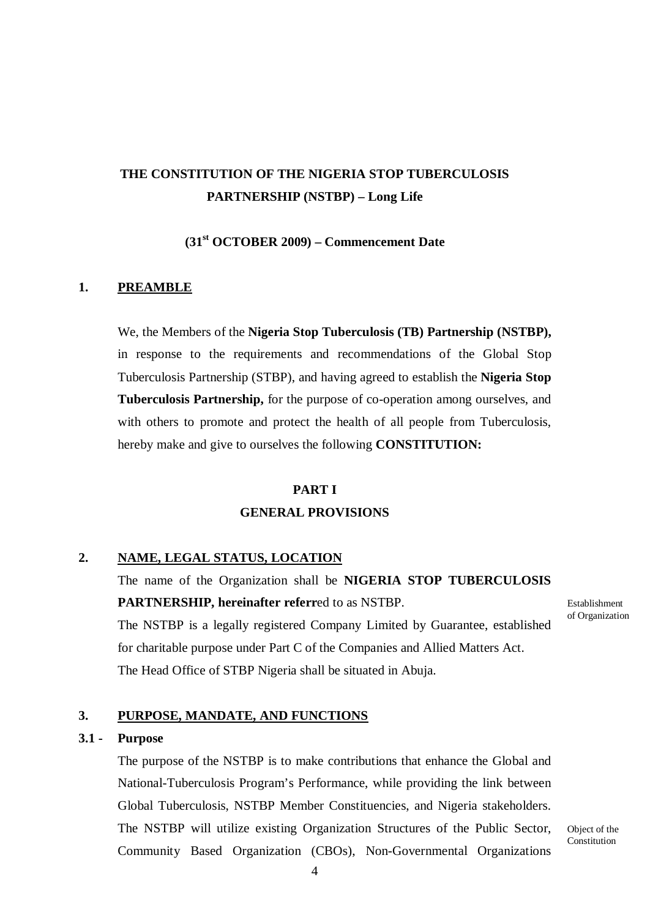# THE CONSTITUTION OF THE NIGERIA STOP TUBERCULOSIS PARTNERSHIP (NSTBP) – Long Life

**(31st OCTOBER 2009) – Commencement Date**

## 1. PREAMBLE

We, the Members of the **Nigeria Stop Tuberculosis (TB) Partnership (NSTBP),** in response to the requirements and recommendations of the Global Stop Tuberculosis Partnership (STBP), and having agreed to establish the **Nigeria Stop Tuberculosis Partnership,** for the purpose of co-operation among ourselves, and with others to promote and protect the health of all people from Tuberculosis, hereby make and give to ourselves the following **CONSTITUTION:**

## PART I
## GENERAL PROVISIONS

### 2. NAME, LEGAL STATUS, LOCATION

*Establishment of Organization*

The name of the Organization shall be **NIGERIA STOP TUBERCULOSIS PARTNERSHIP, hereinafter referr**ed to as NSTBP.

The NSTBP is a legally registered Company Limited by Guarantee, established for charitable purpose under Part C of the Companies and Allied Matters Act.

The Head Office of STBP Nigeria shall be situated in Abuja.

### 3. PURPOSE, MANDATE, AND FUNCTIONS

#### 3.1 - Purpose

*Object of the Constitution*

The purpose of the NSTBP is to make contributions that enhance the Global and National-Tuberculosis Program's Performance, while providing the link between Global Tuberculosis, NSTBP Member Constituencies, and Nigeria stakeholders. The NSTBP will utilize existing Organization Structures of the Public Sector, Community Based Organization (CBOs), Non-Governmental Organizations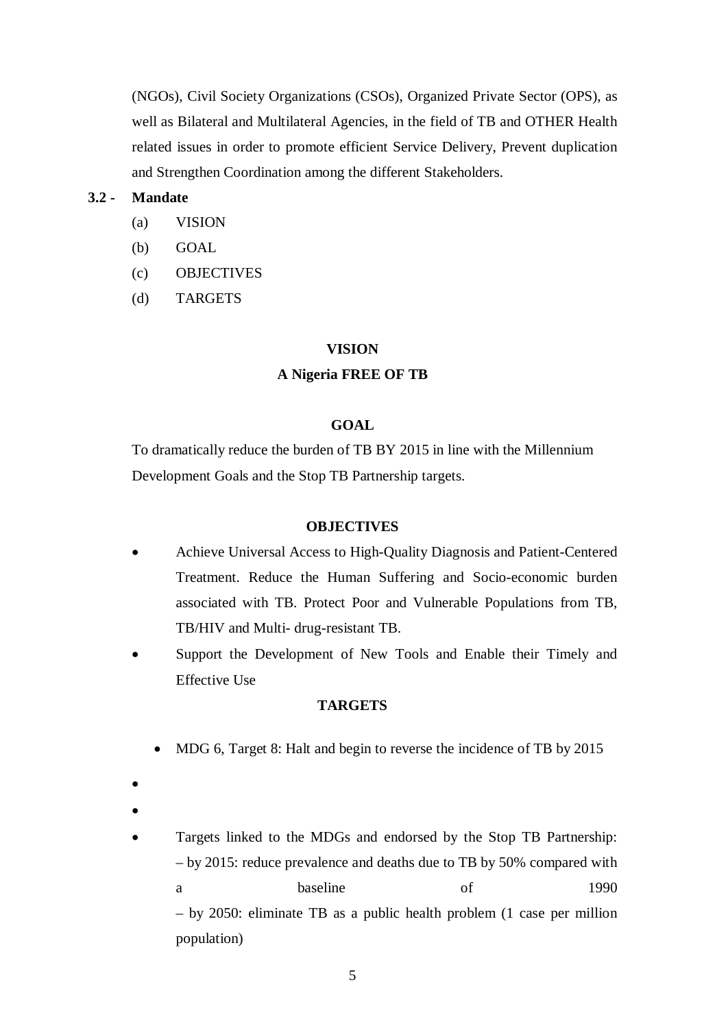(NGOs), Civil Society Organizations (CSOs), Organized Private Sector (OPS), as well as Bilateral and Multilateral Agencies, in the field of TB and OTHER Health related issues in order to promote efficient Service Delivery, Prevent duplication and Strengthen Coordination among the different Stakeholders.

**3.2 - Mandate**

(a) VISION

(b) GOAL

(c) OBJECTIVES

(d) TARGETS

**VISION**

**A Nigeria FREE OF TB**

**GOAL**

To dramatically reduce the burden of TB BY 2015 in line with the Millennium Development Goals and the Stop TB Partnership targets.

**OBJECTIVES**

- Achieve Universal Access to High-Quality Diagnosis and Patient-Centered Treatment. Reduce the Human Suffering and Socio-economic burden associated with TB. Protect Poor and Vulnerable Populations from TB, TB/HIV and Multi- drug-resistant TB.
- Support the Development of New Tools and Enable their Timely and Effective Use

**TARGETS**

- MDG 6, Target 8: Halt and begin to reverse the incidence of TB by 2015
- 
- 
- Targets linked to the MDGs and endorsed by the Stop TB Partnership:
  – by 2015: reduce prevalence and deaths due to TB by 50% compared with a baseline of 1990
  – by 2050: eliminate TB as a public health problem (1 case per million population)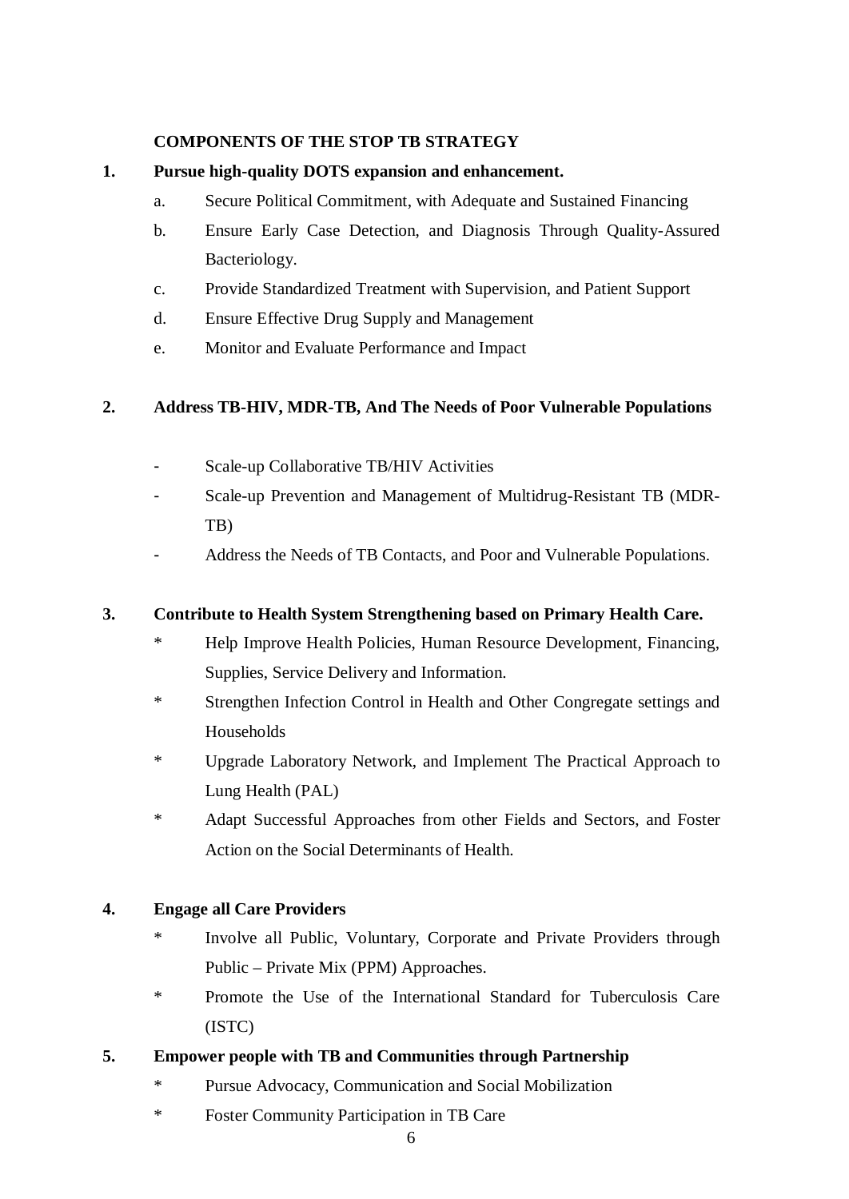**COMPONENTS OF THE STOP TB STRATEGY**

**1. Pursue high-quality DOTS expansion and enhancement.**

a. Secure Political Commitment, with Adequate and Sustained Financing

b. Ensure Early Case Detection, and Diagnosis Through Quality-Assured Bacteriology.

c. Provide Standardized Treatment with Supervision, and Patient Support

d. Ensure Effective Drug Supply and Management

e. Monitor and Evaluate Performance and Impact

**2. Address TB-HIV, MDR-TB, And The Needs of Poor Vulnerable Populations**

- Scale-up Collaborative TB/HIV Activities
- Scale-up Prevention and Management of Multidrug-Resistant TB (MDR-TB)
- Address the Needs of TB Contacts, and Poor and Vulnerable Populations.

**3. Contribute to Health System Strengthening based on Primary Health Care.**

* Help Improve Health Policies, Human Resource Development, Financing, Supplies, Service Delivery and Information.
* Strengthen Infection Control in Health and Other Congregate settings and Households
* Upgrade Laboratory Network, and Implement The Practical Approach to Lung Health (PAL)
* Adapt Successful Approaches from other Fields and Sectors, and Foster Action on the Social Determinants of Health.

**4. Engage all Care Providers**

* Involve all Public, Voluntary, Corporate and Private Providers through Public – Private Mix (PPM) Approaches.
* Promote the Use of the International Standard for Tuberculosis Care (ISTC)

**5. Empower people with TB and Communities through Partnership**

* Pursue Advocacy, Communication and Social Mobilization
* Foster Community Participation in TB Care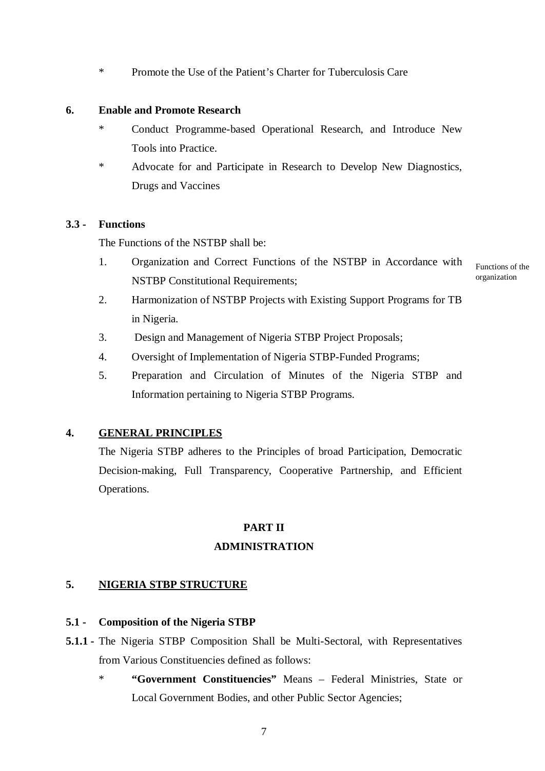* Promote the Use of the Patient's Charter for Tuberculosis Care

**6. Enable and Promote Research**

* Conduct Programme-based Operational Research, and Introduce New Tools into Practice.
* Advocate for and Participate in Research to Develop New Diagnostics, Drugs and Vaccines

**3.3 - Functions**

The Functions of the NSTBP shall be:

Functions of the organization

1. Organization and Correct Functions of the NSTBP in Accordance with NSTBP Constitutional Requirements;
2. Harmonization of NSTBP Projects with Existing Support Programs for TB in Nigeria.
3. Design and Management of Nigeria STBP Project Proposals;
4. Oversight of Implementation of Nigeria STBP-Funded Programs;
5. Preparation and Circulation of Minutes of the Nigeria STBP and Information pertaining to Nigeria STBP Programs.

## 4. <u>GENERAL PRINCIPLES</u>

The Nigeria STBP adheres to the Principles of broad Participation, Democratic Decision-making, Full Transparency, Cooperative Partnership, and Efficient Operations.

# PART II
# ADMINISTRATION

## 5. <u>NIGERIA STBP STRUCTURE</u>

**5.1 - Composition of the Nigeria STBP**

**5.1.1 -** The Nigeria STBP Composition Shall be Multi-Sectoral, with Representatives from Various Constituencies defined as follows:

* **"Government Constituencies"** Means – Federal Ministries, State or Local Government Bodies, and other Public Sector Agencies;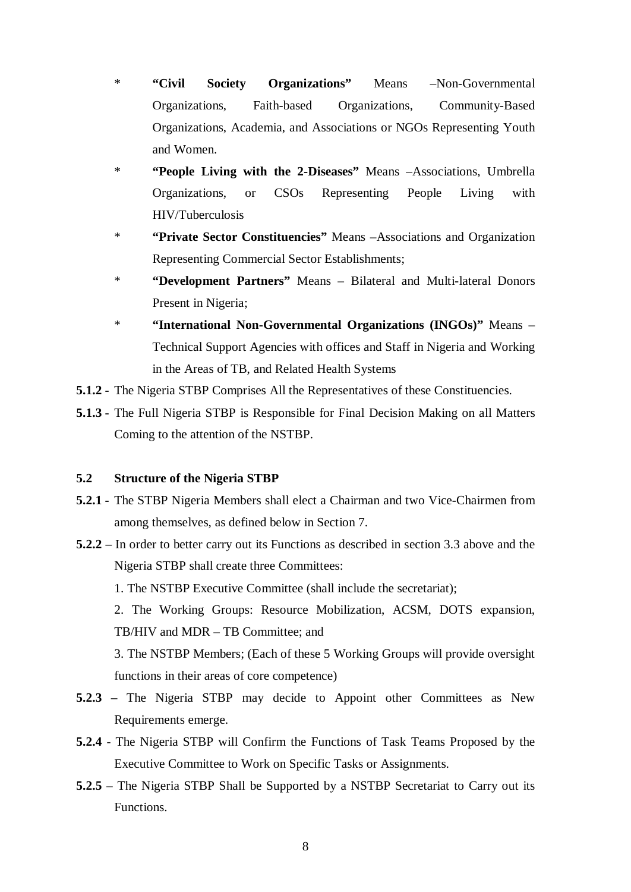* **"Civil Society Organizations"** Means –Non-Governmental Organizations, Faith-based Organizations, Community-Based Organizations, Academia, and Associations or NGOs Representing Youth and Women.
* **"People Living with the 2-Diseases"** Means –Associations, Umbrella Organizations, or CSOs Representing People Living with HIV/Tuberculosis
* **"Private Sector Constituencies"** Means –Associations and Organization Representing Commercial Sector Establishments;
* **"Development Partners"** Means – Bilateral and Multi-lateral Donors Present in Nigeria;
* **"International Non-Governmental Organizations (INGOs)"** Means – Technical Support Agencies with offices and Staff in Nigeria and Working in the Areas of TB, and Related Health Systems

**5.1.2 -** The Nigeria STBP Comprises All the Representatives of these Constituencies.

**5.1.3** - The Full Nigeria STBP is Responsible for Final Decision Making on all Matters Coming to the attention of the NSTBP.

### 5.2 Structure of the Nigeria STBP

**5.2.1 -** The STBP Nigeria Members shall elect a Chairman and two Vice-Chairmen from among themselves, as defined below in Section 7.

**5.2.2** – In order to better carry out its Functions as described in section 3.3 above and the Nigeria STBP shall create three Committees:

1. The NSTBP Executive Committee (shall include the secretariat);
2. The Working Groups: Resource Mobilization, ACSM, DOTS expansion, TB/HIV and MDR – TB Committee; and
3. The NSTBP Members; (Each of these 5 Working Groups will provide oversight functions in their areas of core competence)

**5.2.3 –** The Nigeria STBP may decide to Appoint other Committees as New Requirements emerge.

**5.2.4** - The Nigeria STBP will Confirm the Functions of Task Teams Proposed by the Executive Committee to Work on Specific Tasks or Assignments.

**5.2.5** – The Nigeria STBP Shall be Supported by a NSTBP Secretariat to Carry out its Functions.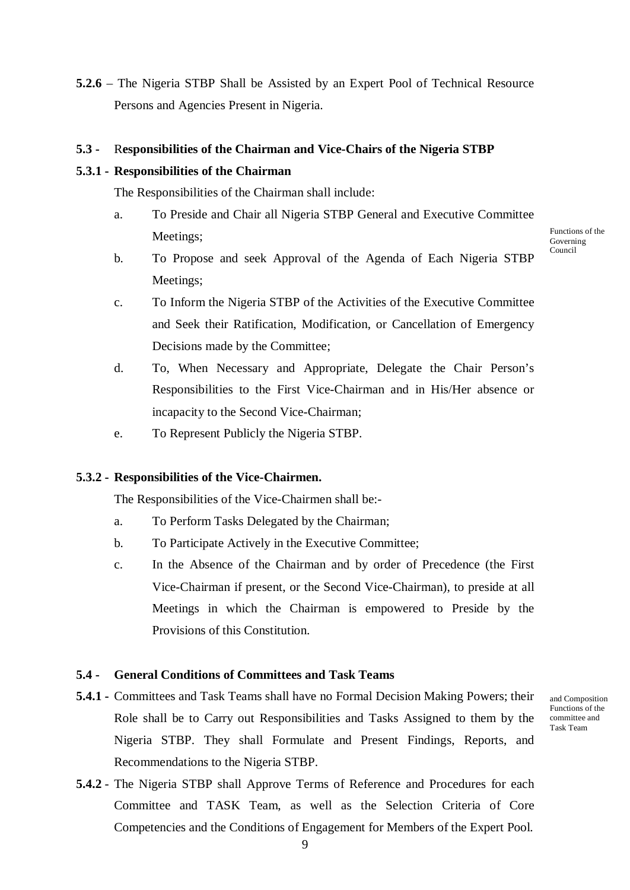**5.2.6** – The Nigeria STBP Shall be Assisted by an Expert Pool of Technical Resource Persons and Agencies Present in Nigeria.

**5.3 -** R**esponsibilities of the Chairman and Vice-Chairs of the Nigeria STBP**

**5.3.1 - Responsibilities of the Chairman**

The Responsibilities of the Chairman shall include:

Functions of the Governing Council

a. To Preside and Chair all Nigeria STBP General and Executive Committee Meetings;

b. To Propose and seek Approval of the Agenda of Each Nigeria STBP Meetings;

c. To Inform the Nigeria STBP of the Activities of the Executive Committee and Seek their Ratification, Modification, or Cancellation of Emergency Decisions made by the Committee;

d. To, When Necessary and Appropriate, Delegate the Chair Person's Responsibilities to the First Vice-Chairman and in His/Her absence or incapacity to the Second Vice-Chairman;

e. To Represent Publicly the Nigeria STBP.

**5.3.2 - Responsibilities of the Vice-Chairmen.**

The Responsibilities of the Vice-Chairmen shall be:-

a. To Perform Tasks Delegated by the Chairman;

b. To Participate Actively in the Executive Committee;

c. In the Absence of the Chairman and by order of Precedence (the First Vice-Chairman if present, or the Second Vice-Chairman), to preside at all Meetings in which the Chairman is empowered to Preside by the Provisions of this Constitution.

**5.4 - General Conditions of Committees and Task Teams**

and Composition Functions of the committee and Task Team

**5.4.1** - Committees and Task Teams shall have no Formal Decision Making Powers; their Role shall be to Carry out Responsibilities and Tasks Assigned to them by the Nigeria STBP. They shall Formulate and Present Findings, Reports, and Recommendations to the Nigeria STBP.

**5.4.2** - The Nigeria STBP shall Approve Terms of Reference and Procedures for each Committee and TASK Team, as well as the Selection Criteria of Core Competencies and the Conditions of Engagement for Members of the Expert Pool.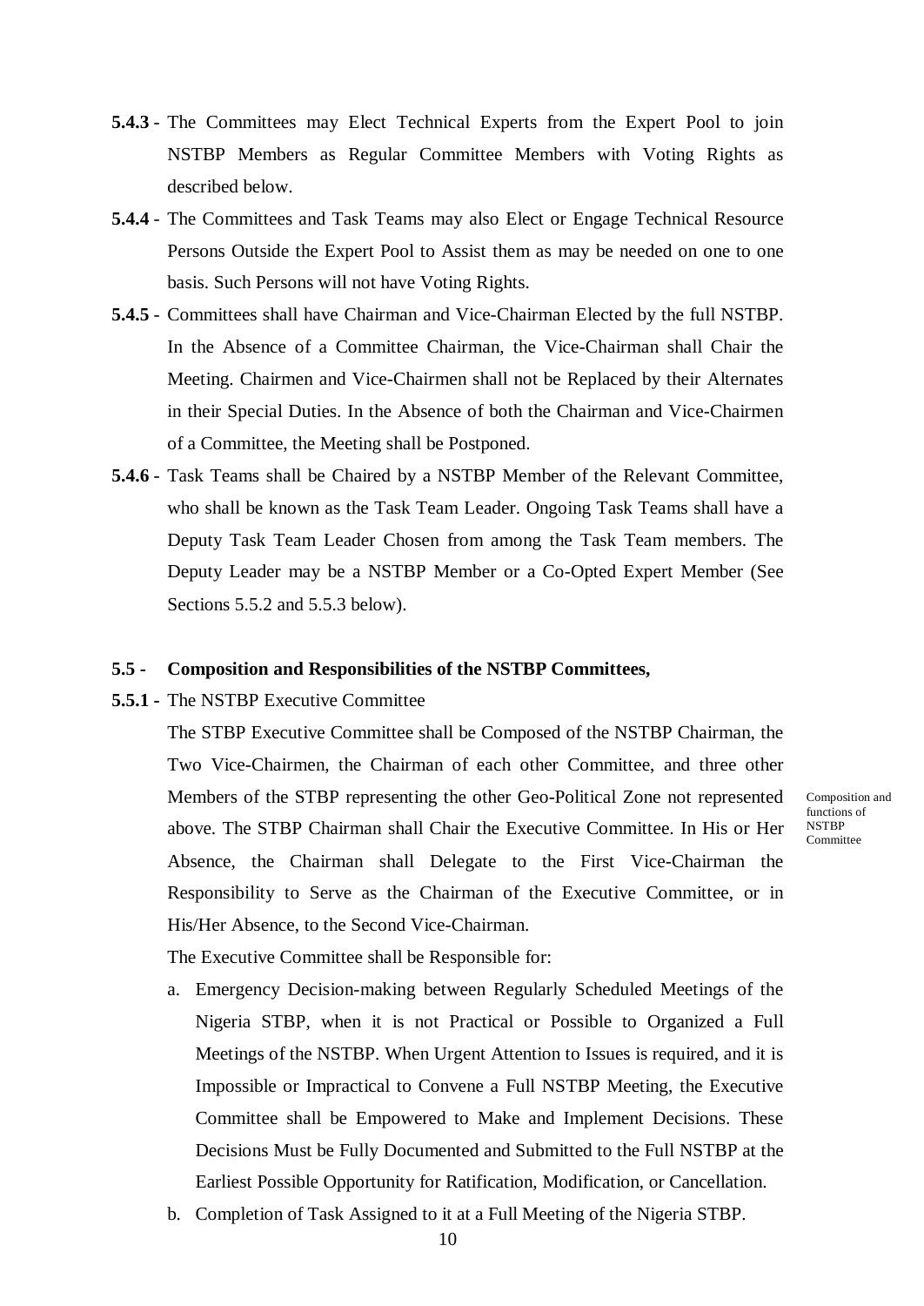**5.4.3** - The Committees may Elect Technical Experts from the Expert Pool to join NSTBP Members as Regular Committee Members with Voting Rights as described below.

**5.4.4** - The Committees and Task Teams may also Elect or Engage Technical Resource Persons Outside the Expert Pool to Assist them as may be needed on one to one basis. Such Persons will not have Voting Rights.

**5.4.5** - Committees shall have Chairman and Vice-Chairman Elected by the full NSTBP. In the Absence of a Committee Chairman, the Vice-Chairman shall Chair the Meeting. Chairmen and Vice-Chairmen shall not be Replaced by their Alternates in their Special Duties. In the Absence of both the Chairman and Vice-Chairmen of a Committee, the Meeting shall be Postponed.

**5.4.6** - Task Teams shall be Chaired by a NSTBP Member of the Relevant Committee, who shall be known as the Task Team Leader. Ongoing Task Teams shall have a Deputy Task Team Leader Chosen from among the Task Team members. The Deputy Leader may be a NSTBP Member or a Co-Opted Expert Member (See Sections 5.5.2 and 5.5.3 below).

**5.5 - Composition and Responsibilities of the NSTBP Committees,**

*Composition and functions of NSTBP Committee*

**5.5.1** - The NSTBP Executive Committee

The STBP Executive Committee shall be Composed of the NSTBP Chairman, the Two Vice-Chairmen, the Chairman of each other Committee, and three other Members of the STBP representing the other Geo-Political Zone not represented above. The STBP Chairman shall Chair the Executive Committee. In His or Her Absence, the Chairman shall Delegate to the First Vice-Chairman the Responsibility to Serve as the Chairman of the Executive Committee, or in His/Her Absence, to the Second Vice-Chairman.

The Executive Committee shall be Responsible for:

a. Emergency Decision-making between Regularly Scheduled Meetings of the Nigeria STBP, when it is not Practical or Possible to Organized a Full Meetings of the NSTBP. When Urgent Attention to Issues is required, and it is Impossible or Impractical to Convene a Full NSTBP Meeting, the Executive Committee shall be Empowered to Make and Implement Decisions. These Decisions Must be Fully Documented and Submitted to the Full NSTBP at the Earliest Possible Opportunity for Ratification, Modification, or Cancellation.
b. Completion of Task Assigned to it at a Full Meeting of the Nigeria STBP.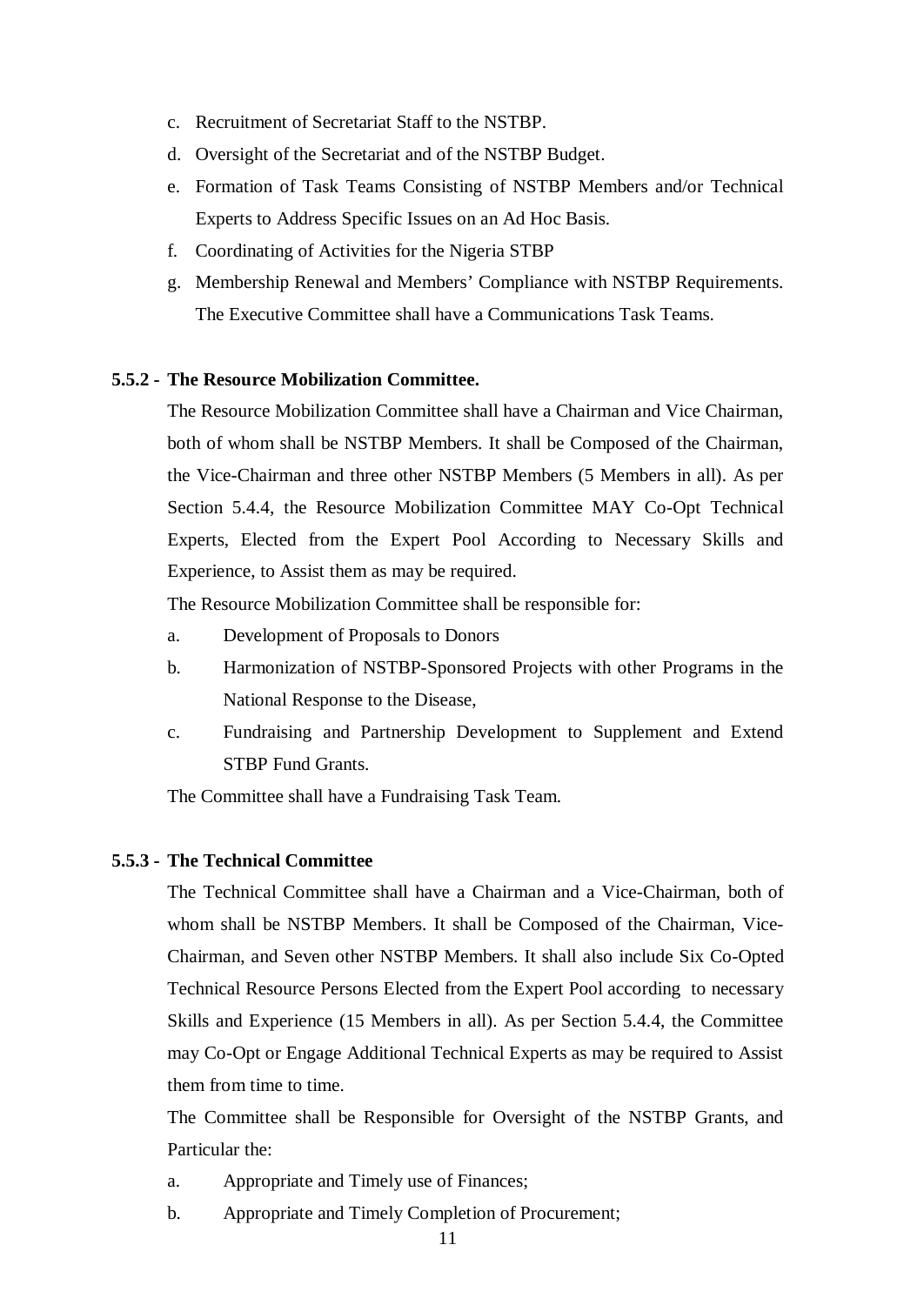c. Recruitment of Secretariat Staff to the NSTBP.
d. Oversight of the Secretariat and of the NSTBP Budget.
e. Formation of Task Teams Consisting of NSTBP Members and/or Technical Experts to Address Specific Issues on an Ad Hoc Basis.
f. Coordinating of Activities for the Nigeria STBP
g. Membership Renewal and Members' Compliance with NSTBP Requirements. The Executive Committee shall have a Communications Task Teams.

**5.5.2 - The Resource Mobilization Committee.**

The Resource Mobilization Committee shall have a Chairman and Vice Chairman, both of whom shall be NSTBP Members. It shall be Composed of the Chairman, the Vice-Chairman and three other NSTBP Members (5 Members in all). As per Section 5.4.4, the Resource Mobilization Committee MAY Co-Opt Technical Experts, Elected from the Expert Pool According to Necessary Skills and Experience, to Assist them as may be required.

The Resource Mobilization Committee shall be responsible for:

a. Development of Proposals to Donors
b. Harmonization of NSTBP-Sponsored Projects with other Programs in the National Response to the Disease,
c. Fundraising and Partnership Development to Supplement and Extend STBP Fund Grants.

The Committee shall have a Fundraising Task Team.

**5.5.3 - The Technical Committee**

The Technical Committee shall have a Chairman and a Vice-Chairman, both of whom shall be NSTBP Members. It shall be Composed of the Chairman, Vice-Chairman, and Seven other NSTBP Members. It shall also include Six Co-Opted Technical Resource Persons Elected from the Expert Pool according to necessary Skills and Experience (15 Members in all). As per Section 5.4.4, the Committee may Co-Opt or Engage Additional Technical Experts as may be required to Assist them from time to time.

The Committee shall be Responsible for Oversight of the NSTBP Grants, and Particular the:

a. Appropriate and Timely use of Finances;
b. Appropriate and Timely Completion of Procurement;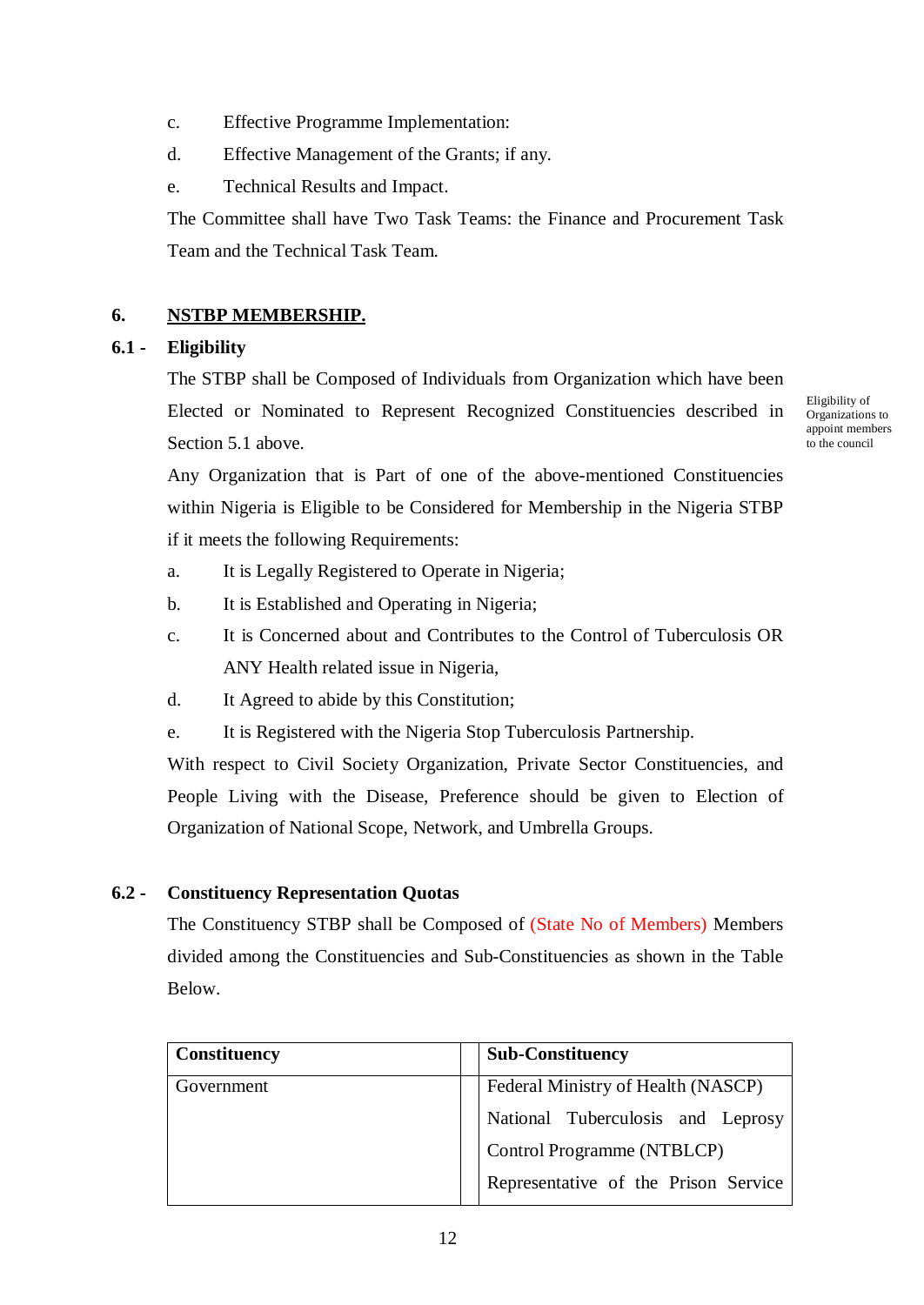c. Effective Programme Implementation:

d. Effective Management of the Grants; if any.

e. Technical Results and Impact.

The Committee shall have Two Task Teams: the Finance and Procurement Task Team and the Technical Task Team.

## 6. NSTBP MEMBERSHIP.

### 6.1 - Eligibility

*Eligibility of Organizations to appoint members to the council*

The STBP shall be Composed of Individuals from Organization which have been Elected or Nominated to Represent Recognized Constituencies described in Section 5.1 above.

Any Organization that is Part of one of the above-mentioned Constituencies within Nigeria is Eligible to be Considered for Membership in the Nigeria STBP if it meets the following Requirements:

a. It is Legally Registered to Operate in Nigeria;

b. It is Established and Operating in Nigeria;

c. It is Concerned about and Contributes to the Control of Tuberculosis OR ANY Health related issue in Nigeria,

d. It Agreed to abide by this Constitution;

e. It is Registered with the Nigeria Stop Tuberculosis Partnership.

With respect to Civil Society Organization, Private Sector Constituencies, and People Living with the Disease, Preference should be given to Election of Organization of National Scope, Network, and Umbrella Groups.

### 6.2 - Constituency Representation Quotas

The Constituency STBP shall be Composed of (State No of Members) Members divided among the Constituencies and Sub-Constituencies as shown in the Table Below.

| Constituency | | Sub-Constituency |
|---|---|---|
| Government | | Federal Ministry of Health (NASCP)<br>National Tuberculosis and Leprosy Control Programme (NTBLCP)<br>Representative of the Prison Service |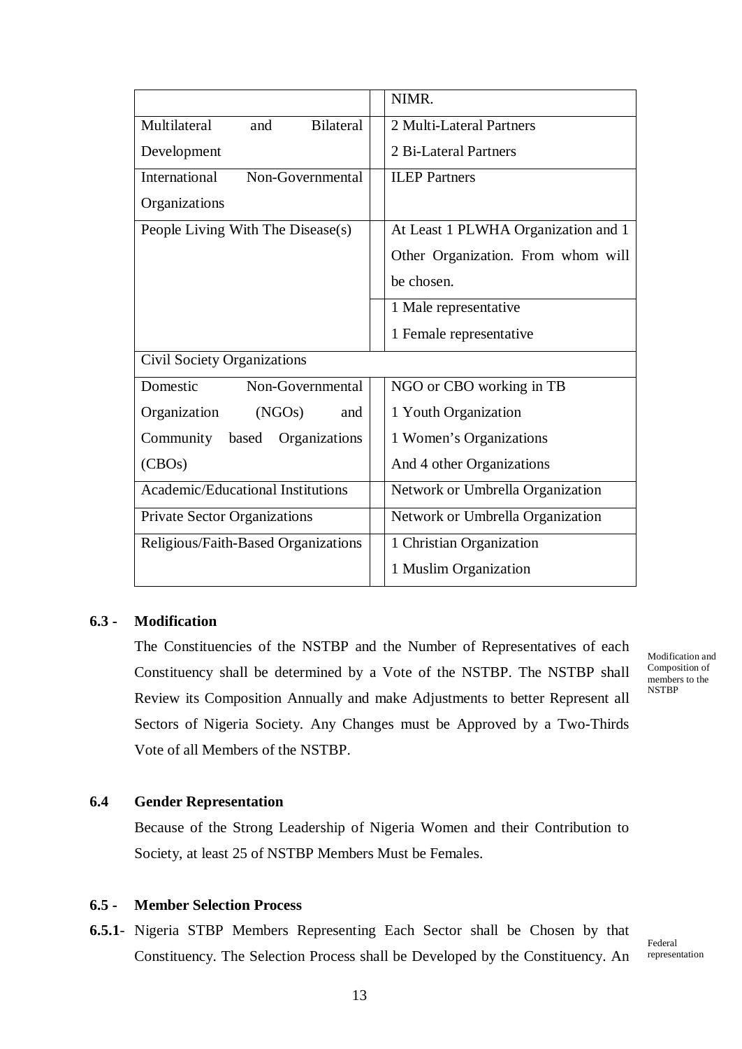| | | |
|---|---|---|
| | | NIMR. |
| Multilateral and Bilateral Development | | 2 Multi-Lateral Partners<br>2 Bi-Lateral Partners |
| International Non-Governmental Organizations | | ILEP Partners |
| People Living With The Disease(s) | | At Least 1 PLWHA Organization and 1 Other Organization. From whom will be chosen. |
| | | 1 Male representative<br>1 Female representative |
| Civil Society Organizations | | |
| Domestic Non-Governmental Organization (NGOs) and Community based Organizations (CBOs) | | NGO or CBO working in TB<br>1 Youth Organization<br>1 Women's Organizations<br>And 4 other Organizations |
| Academic/Educational Institutions | | Network or Umbrella Organization |
| Private Sector Organizations | | Network or Umbrella Organization |
| Religious/Faith-Based Organizations | | 1 Christian Organization<br>1 Muslim Organization |

**6.3 - Modification**

The Constituencies of the NSTBP and the Number of Representatives of each Constituency shall be determined by a Vote of the NSTBP. The NSTBP shall Review its Composition Annually and make Adjustments to better Represent all Sectors of Nigeria Society. Any Changes must be Approved by a Two-Thirds Vote of all Members of the NSTBP.

*Modification and Composition of members to the NSTBP*

**6.4 Gender Representation**

Because of the Strong Leadership of Nigeria Women and their Contribution to Society, at least 25 of NSTBP Members Must be Females.

**6.5 - Member Selection Process**

**6.5.1**- Nigeria STBP Members Representing Each Sector shall be Chosen by that Constituency. The Selection Process shall be Developed by the Constituency. An

*Federal representation*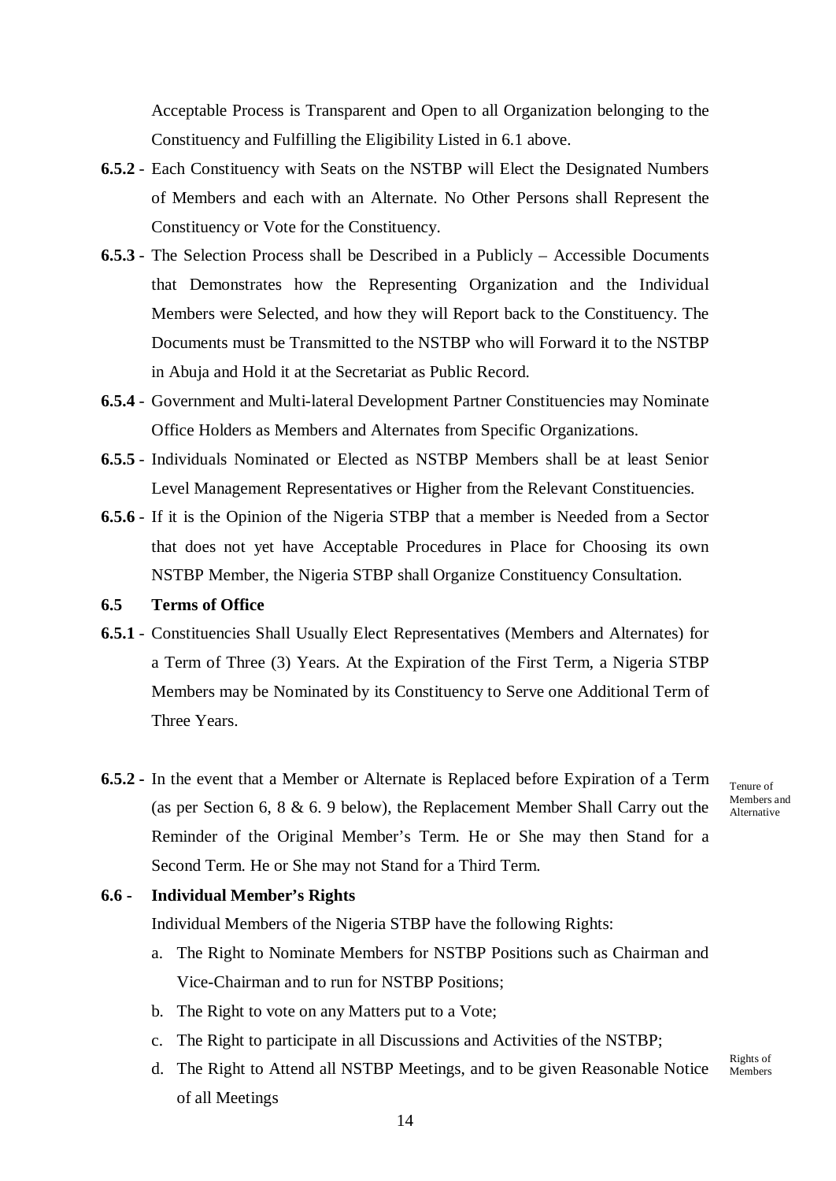Acceptable Process is Transparent and Open to all Organization belonging to the Constituency and Fulfilling the Eligibility Listed in 6.1 above.

**6.5.2** - Each Constituency with Seats on the NSTBP will Elect the Designated Numbers of Members and each with an Alternate. No Other Persons shall Represent the Constituency or Vote for the Constituency.

**6.5.3** - The Selection Process shall be Described in a Publicly – Accessible Documents that Demonstrates how the Representing Organization and the Individual Members were Selected, and how they will Report back to the Constituency. The Documents must be Transmitted to the NSTBP who will Forward it to the NSTBP in Abuja and Hold it at the Secretariat as Public Record.

**6.5.4** - Government and Multi-lateral Development Partner Constituencies may Nominate Office Holders as Members and Alternates from Specific Organizations.

**6.5.5** - Individuals Nominated or Elected as NSTBP Members shall be at least Senior Level Management Representatives or Higher from the Relevant Constituencies.

**6.5.6** - If it is the Opinion of the Nigeria STBP that a member is Needed from a Sector that does not yet have Acceptable Procedures in Place for Choosing its own NSTBP Member, the Nigeria STBP shall Organize Constituency Consultation.

**6.5 Terms of Office**

**6.5.1** - Constituencies Shall Usually Elect Representatives (Members and Alternates) for a Term of Three (3) Years. At the Expiration of the First Term, a Nigeria STBP Members may be Nominated by its Constituency to Serve one Additional Term of Three Years.

Tenure of Members and Alternative

**6.5.2** - In the event that a Member or Alternate is Replaced before Expiration of a Term (as per Section 6, 8 & 6. 9 below), the Replacement Member Shall Carry out the Reminder of the Original Member's Term. He or She may then Stand for a Second Term. He or She may not Stand for a Third Term.

**6.6 - Individual Member's Rights**

Rights of Members

Individual Members of the Nigeria STBP have the following Rights:

a. The Right to Nominate Members for NSTBP Positions such as Chairman and Vice-Chairman and to run for NSTBP Positions;
b. The Right to vote on any Matters put to a Vote;
c. The Right to participate in all Discussions and Activities of the NSTBP;
d. The Right to Attend all NSTBP Meetings, and to be given Reasonable Notice of all Meetings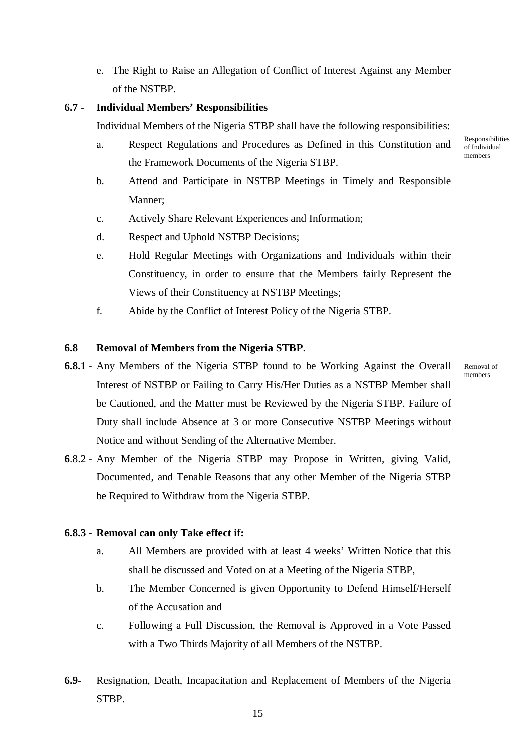e. The Right to Raise an Allegation of Conflict of Interest Against any Member of the NSTBP.

**6.7 - Individual Members' Responsibilities**

Individual Members of the Nigeria STBP shall have the following responsibilities:

Responsibilities of Individual members

a. Respect Regulations and Procedures as Defined in this Constitution and the Framework Documents of the Nigeria STBP.
b. Attend and Participate in NSTBP Meetings in Timely and Responsible Manner;
c. Actively Share Relevant Experiences and Information;
d. Respect and Uphold NSTBP Decisions;
e. Hold Regular Meetings with Organizations and Individuals within their Constituency, in order to ensure that the Members fairly Represent the Views of their Constituency at NSTBP Meetings;
f. Abide by the Conflict of Interest Policy of the Nigeria STBP.

**6.8 Removal of Members from the Nigeria STBP**.

Removal of members

**6.8.1** - Any Members of the Nigeria STBP found to be Working Against the Overall Interest of NSTBP or Failing to Carry His/Her Duties as a NSTBP Member shall be Cautioned, and the Matter must be Reviewed by the Nigeria STBP. Failure of Duty shall include Absence at 3 or more Consecutive NSTBP Meetings without Notice and without Sending of the Alternative Member.

**6**.8.2 - Any Member of the Nigeria STBP may Propose in Written, giving Valid, Documented, and Tenable Reasons that any other Member of the Nigeria STBP be Required to Withdraw from the Nigeria STBP.

**6.8.3 - Removal can only Take effect if:**

a. All Members are provided with at least 4 weeks' Written Notice that this shall be discussed and Voted on at a Meeting of the Nigeria STBP,
b. The Member Concerned is given Opportunity to Defend Himself/Herself of the Accusation and
c. Following a Full Discussion, the Removal is Approved in a Vote Passed with a Two Thirds Majority of all Members of the NSTBP.

**6.9-** Resignation, Death, Incapacitation and Replacement of Members of the Nigeria STBP.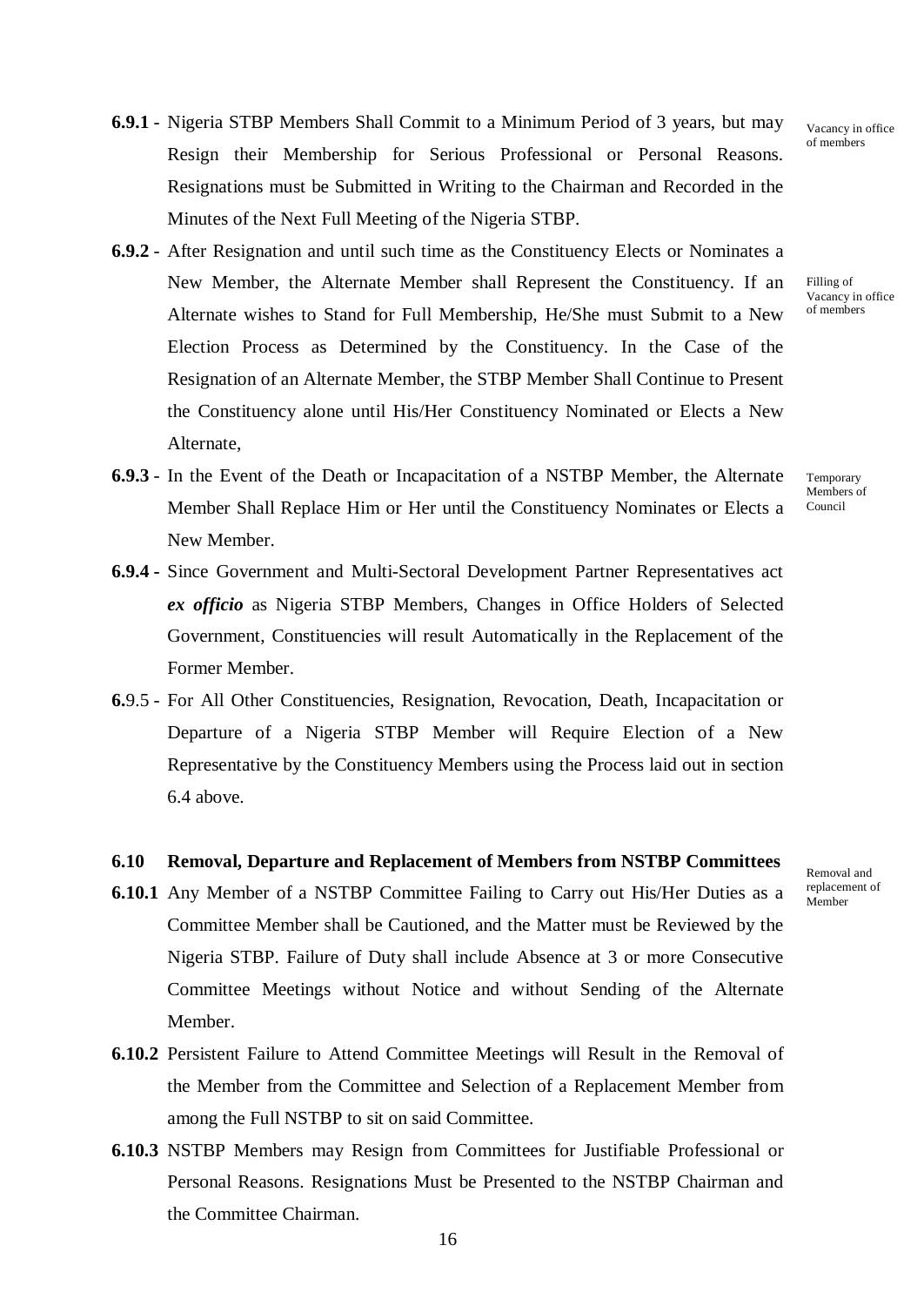**6.9.1** - Nigeria STBP Members Shall Commit to a Minimum Period of 3 years, but may Resign their Membership for Serious Professional or Personal Reasons. Resignations must be Submitted in Writing to the Chairman and Recorded in the Minutes of the Next Full Meeting of the Nigeria STBP.

Vacancy in office of members

**6.9.2** - After Resignation and until such time as the Constituency Elects or Nominates a New Member, the Alternate Member shall Represent the Constituency. If an Alternate wishes to Stand for Full Membership, He/She must Submit to a New Election Process as Determined by the Constituency. In the Case of the Resignation of an Alternate Member, the STBP Member Shall Continue to Present the Constituency alone until His/Her Constituency Nominated or Elects a New Alternate,

Filling of Vacancy in office of members

**6.9.3** - In the Event of the Death or Incapacitation of a NSTBP Member, the Alternate Member Shall Replace Him or Her until the Constituency Nominates or Elects a New Member.

Temporary Members of Council

**6.9.4** - Since Government and Multi-Sectoral Development Partner Representatives act ***ex officio*** as Nigeria STBP Members, Changes in Office Holders of Selected Government, Constituencies will result Automatically in the Replacement of the Former Member.

**6.**9.5 - For All Other Constituencies, Resignation, Revocation, Death, Incapacitation or Departure of a Nigeria STBP Member will Require Election of a New Representative by the Constituency Members using the Process laid out in section 6.4 above.

### 6.10 Removal, Departure and Replacement of Members from NSTBP Committees

Removal and replacement of Member

**6.10.1** Any Member of a NSTBP Committee Failing to Carry out His/Her Duties as a Committee Member shall be Cautioned, and the Matter must be Reviewed by the Nigeria STBP. Failure of Duty shall include Absence at 3 or more Consecutive Committee Meetings without Notice and without Sending of the Alternate Member.

**6.10.2** Persistent Failure to Attend Committee Meetings will Result in the Removal of the Member from the Committee and Selection of a Replacement Member from among the Full NSTBP to sit on said Committee.

**6.10.3** NSTBP Members may Resign from Committees for Justifiable Professional or Personal Reasons. Resignations Must be Presented to the NSTBP Chairman and the Committee Chairman.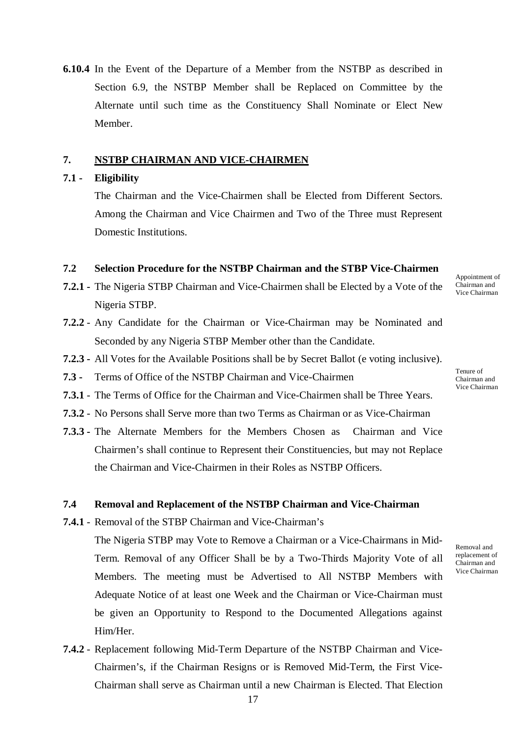**6.10.4** In the Event of the Departure of a Member from the NSTBP as described in Section 6.9, the NSTBP Member shall be Replaced on Committee by the Alternate until such time as the Constituency Shall Nominate or Elect New Member.

## 7. NSTBP CHAIRMAN AND VICE-CHAIRMEN

**7.1 - Eligibility**

The Chairman and the Vice-Chairmen shall be Elected from Different Sectors. Among the Chairman and Vice Chairmen and Two of the Three must Represent Domestic Institutions.

**7.2 Selection Procedure for the NSTBP Chairman and the STBP Vice-Chairmen**

Appointment of Chairman and Vice Chairman

**7.2.1** - The Nigeria STBP Chairman and Vice-Chairmen shall be Elected by a Vote of the Nigeria STBP.

**7.2.2** - Any Candidate for the Chairman or Vice-Chairman may be Nominated and Seconded by any Nigeria STBP Member other than the Candidate.

**7.2.3** - All Votes for the Available Positions shall be by Secret Ballot (e voting inclusive).

**7.3** - Terms of Office of the NSTBP Chairman and Vice-Chairmen

Tenure of Chairman and Vice Chairman

**7.3.1** - The Terms of Office for the Chairman and Vice-Chairmen shall be Three Years.

**7.3.2** - No Persons shall Serve more than two Terms as Chairman or as Vice-Chairman

**7.3.3** - The Alternate Members for the Members Chosen as Chairman and Vice Chairmen's shall continue to Represent their Constituencies, but may not Replace the Chairman and Vice-Chairmen in their Roles as NSTBP Officers.

**7.4 Removal and Replacement of the NSTBP Chairman and Vice-Chairman**

**7.4.1** - Removal of the STBP Chairman and Vice-Chairman's

Removal and replacement of Chairman and Vice Chairman

The Nigeria STBP may Vote to Remove a Chairman or a Vice-Chairmans in Mid-Term. Removal of any Officer Shall be by a Two-Thirds Majority Vote of all Members. The meeting must be Advertised to All NSTBP Members with Adequate Notice of at least one Week and the Chairman or Vice-Chairman must be given an Opportunity to Respond to the Documented Allegations against Him/Her.

**7.4.2** - Replacement following Mid-Term Departure of the NSTBP Chairman and Vice-Chairmen's, if the Chairman Resigns or is Removed Mid-Term, the First Vice-Chairman shall serve as Chairman until a new Chairman is Elected. That Election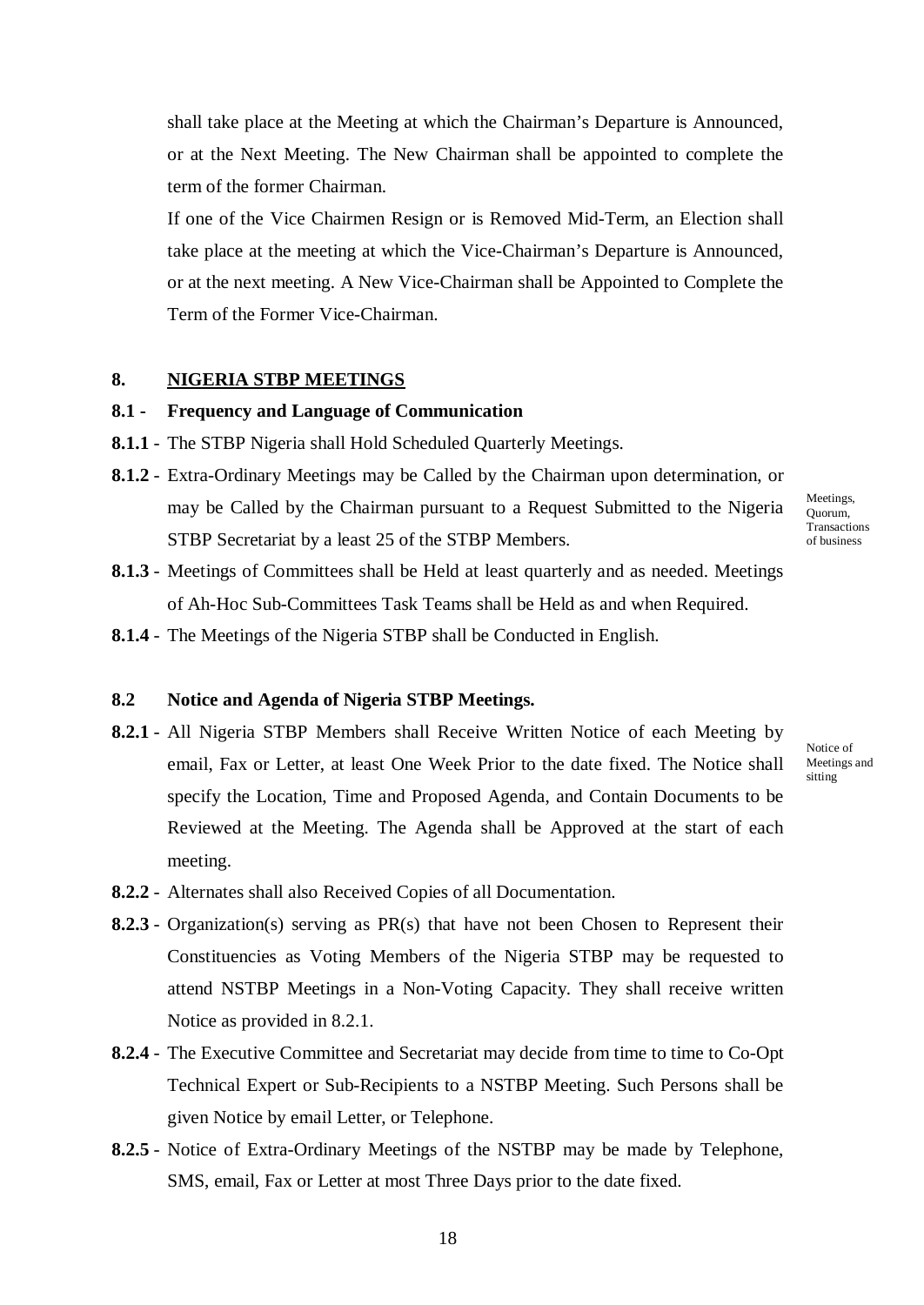shall take place at the Meeting at which the Chairman's Departure is Announced, or at the Next Meeting. The New Chairman shall be appointed to complete the term of the former Chairman.

If one of the Vice Chairmen Resign or is Removed Mid-Term, an Election shall take place at the meeting at which the Vice-Chairman's Departure is Announced, or at the next meeting. A New Vice-Chairman shall be Appointed to Complete the Term of the Former Vice-Chairman.

## 8. NIGERIA STBP MEETINGS

### 8.1 - Frequency and Language of Communication

*Meetings, Quorum, Transactions of business*

**8.1.1** - The STBP Nigeria shall Hold Scheduled Quarterly Meetings.

**8.1.2** - Extra-Ordinary Meetings may be Called by the Chairman upon determination, or may be Called by the Chairman pursuant to a Request Submitted to the Nigeria STBP Secretariat by a least 25 of the STBP Members.

**8.1.3** - Meetings of Committees shall be Held at least quarterly and as needed. Meetings of Ah-Hoc Sub-Committees Task Teams shall be Held as and when Required.

**8.1.4** - The Meetings of the Nigeria STBP shall be Conducted in English.

### 8.2 Notice and Agenda of Nigeria STBP Meetings.

*Notice of Meetings and sitting*

**8.2.1** - All Nigeria STBP Members shall Receive Written Notice of each Meeting by email, Fax or Letter, at least One Week Prior to the date fixed. The Notice shall specify the Location, Time and Proposed Agenda, and Contain Documents to be Reviewed at the Meeting. The Agenda shall be Approved at the start of each meeting.

**8.2.2** - Alternates shall also Received Copies of all Documentation.

**8.2.3** - Organization(s) serving as PR(s) that have not been Chosen to Represent their Constituencies as Voting Members of the Nigeria STBP may be requested to attend NSTBP Meetings in a Non-Voting Capacity. They shall receive written Notice as provided in 8.2.1.

**8.2.4** - The Executive Committee and Secretariat may decide from time to time to Co-Opt Technical Expert or Sub-Recipients to a NSTBP Meeting. Such Persons shall be given Notice by email Letter, or Telephone.

**8.2.5** - Notice of Extra-Ordinary Meetings of the NSTBP may be made by Telephone, SMS, email, Fax or Letter at most Three Days prior to the date fixed.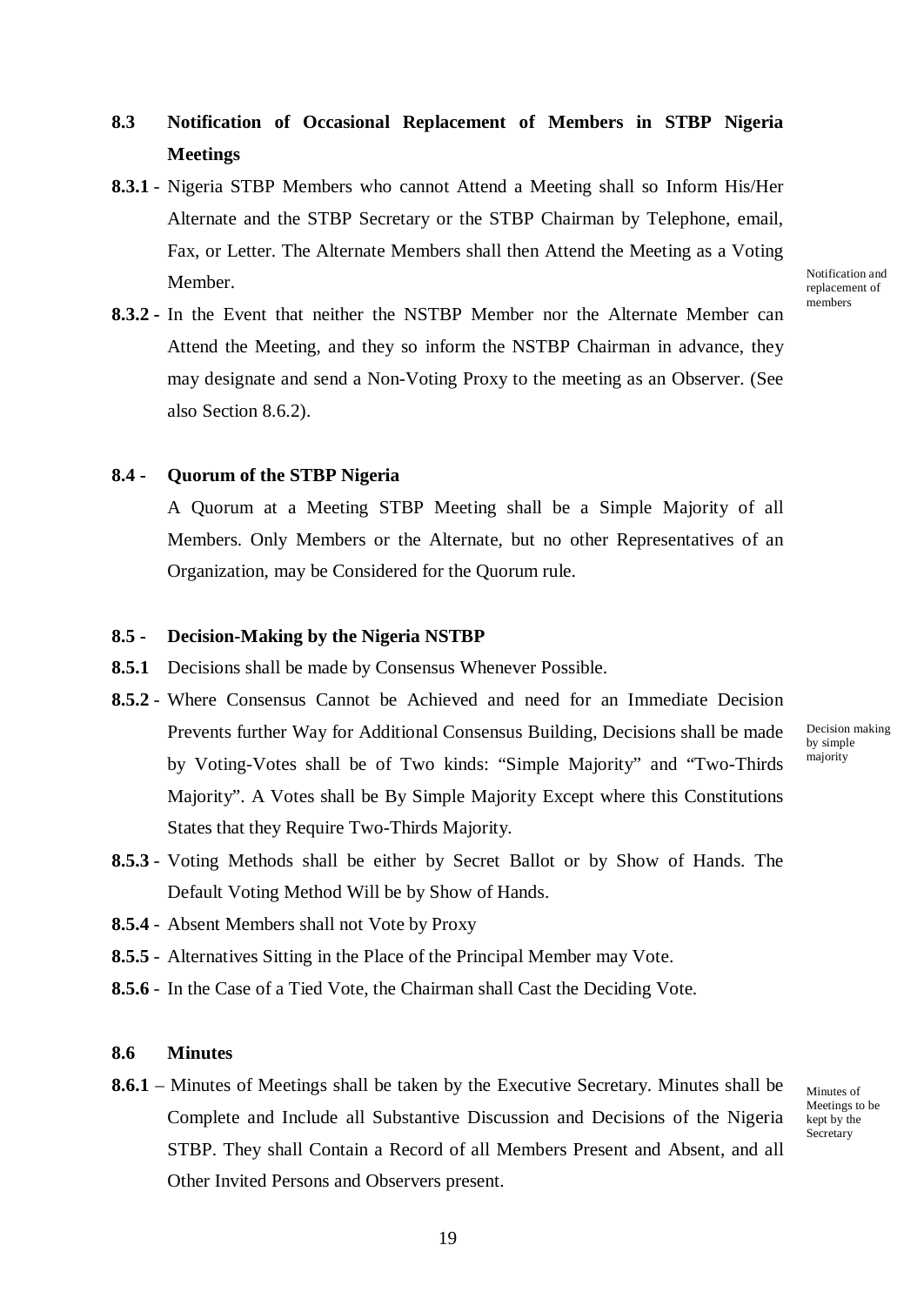## 8.3 Notification of Occasional Replacement of Members in STBP Nigeria Meetings

**8.3.1** - Nigeria STBP Members who cannot Attend a Meeting shall so Inform His/Her Alternate and the STBP Secretary or the STBP Chairman by Telephone, email, Fax, or Letter. The Alternate Members shall then Attend the Meeting as a Voting Member.

Notification and replacement of members

**8.3.2** - In the Event that neither the NSTBP Member nor the Alternate Member can Attend the Meeting, and they so inform the NSTBP Chairman in advance, they may designate and send a Non-Voting Proxy to the meeting as an Observer. (See also Section 8.6.2).

## 8.4 - Quorum of the STBP Nigeria

A Quorum at a Meeting STBP Meeting shall be a Simple Majority of all Members. Only Members or the Alternate, but no other Representatives of an Organization, may be Considered for the Quorum rule.

## 8.5 - Decision-Making by the Nigeria NSTBP

**8.5.1** Decisions shall be made by Consensus Whenever Possible.

**8.5.2** - Where Consensus Cannot be Achieved and need for an Immediate Decision Prevents further Way for Additional Consensus Building, Decisions shall be made by Voting-Votes shall be of Two kinds: "Simple Majority" and "Two-Thirds Majority". A Votes shall be By Simple Majority Except where this Constitutions States that they Require Two-Thirds Majority.

Decision making by simple majority

**8.5.3** - Voting Methods shall be either by Secret Ballot or by Show of Hands. The Default Voting Method Will be by Show of Hands.

**8.5.4** - Absent Members shall not Vote by Proxy

**8.5.5** - Alternatives Sitting in the Place of the Principal Member may Vote.

**8.5.6** - In the Case of a Tied Vote, the Chairman shall Cast the Deciding Vote.

## 8.6 Minutes

**8.6.1** – Minutes of Meetings shall be taken by the Executive Secretary. Minutes shall be Complete and Include all Substantive Discussion and Decisions of the Nigeria STBP. They shall Contain a Record of all Members Present and Absent, and all Other Invited Persons and Observers present.

Minutes of Meetings to be kept by the Secretary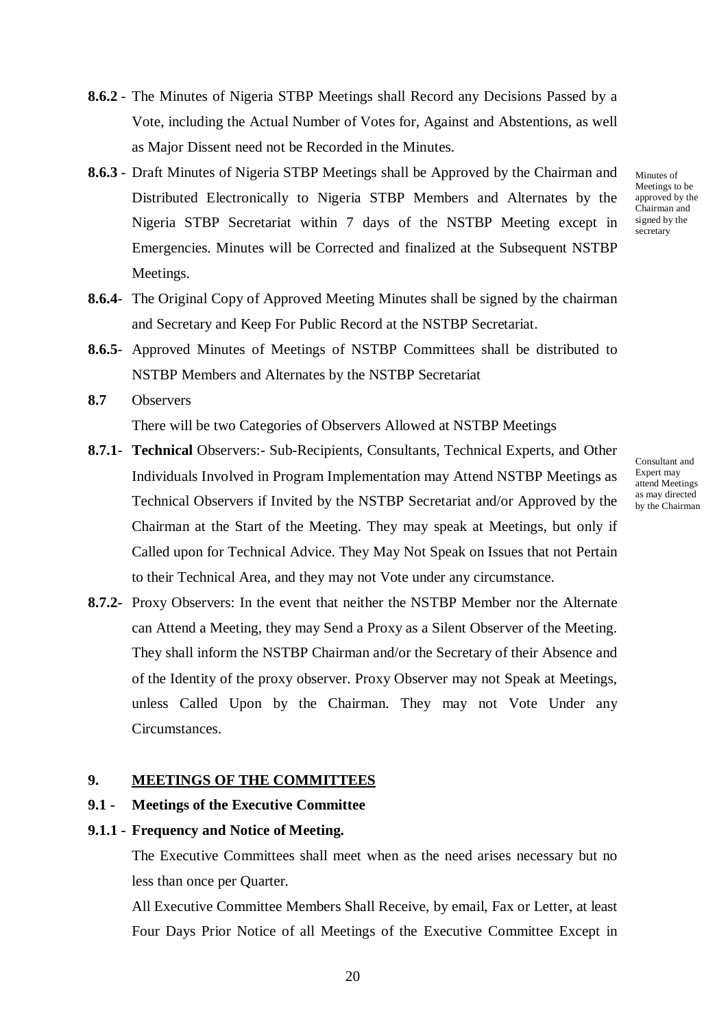**8.6.2** - The Minutes of Nigeria STBP Meetings shall Record any Decisions Passed by a Vote, including the Actual Number of Votes for, Against and Abstentions, as well as Major Dissent need not be Recorded in the Minutes.

**8.6.3** - Draft Minutes of Nigeria STBP Meetings shall be Approved by the Chairman and Distributed Electronically to Nigeria STBP Members and Alternates by the Nigeria STBP Secretariat within 7 days of the NSTBP Meeting except in Emergencies. Minutes will be Corrected and finalized at the Subsequent NSTBP Meetings.

Minutes of Meetings to be approved by the Chairman and signed by the secretary

**8.6.4**- The Original Copy of Approved Meeting Minutes shall be signed by the chairman and Secretary and Keep For Public Record at the NSTBP Secretariat.

**8.6.5**- Approved Minutes of Meetings of NSTBP Committees shall be distributed to NSTBP Members and Alternates by the NSTBP Secretariat

**8.7** Observers

There will be two Categories of Observers Allowed at NSTBP Meetings

**8.7.1**- **Technical** Observers:- Sub-Recipients, Consultants, Technical Experts, and Other Individuals Involved in Program Implementation may Attend NSTBP Meetings as Technical Observers if Invited by the NSTBP Secretariat and/or Approved by the Chairman at the Start of the Meeting. They may speak at Meetings, but only if Called upon for Technical Advice. They May Not Speak on Issues that not Pertain to their Technical Area, and they may not Vote under any circumstance.

Consultant and Expert may attend Meetings as may directed by the Chairman

**8.7.2**- Proxy Observers: In the event that neither the NSTBP Member nor the Alternate can Attend a Meeting, they may Send a Proxy as a Silent Observer of the Meeting. They shall inform the NSTBP Chairman and/or the Secretary of their Absence and of the Identity of the proxy observer. Proxy Observer may not Speak at Meetings, unless Called Upon by the Chairman. They may not Vote Under any Circumstances.

## 9. MEETINGS OF THE COMMITTEES

### 9.1 - Meetings of the Executive Committee

#### 9.1.1 - Frequency and Notice of Meeting.

The Executive Committees shall meet when as the need arises necessary but no less than once per Quarter.

All Executive Committee Members Shall Receive, by email, Fax or Letter, at least Four Days Prior Notice of all Meetings of the Executive Committee Except in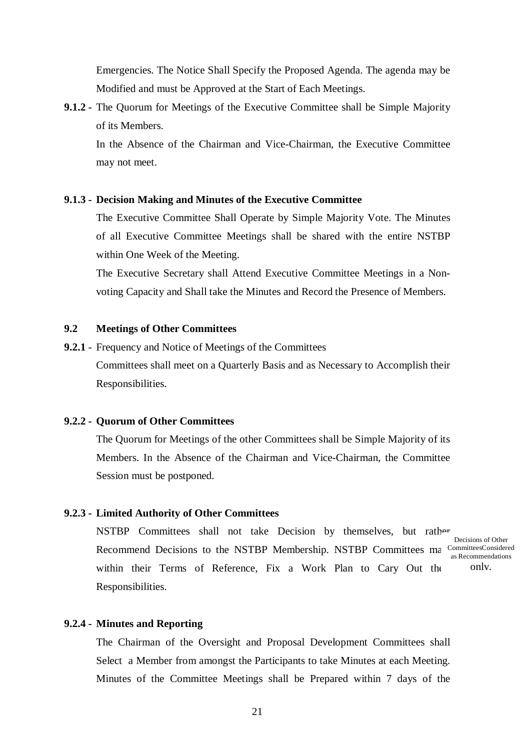Emergencies. The Notice Shall Specify the Proposed Agenda. The agenda may be Modified and must be Approved at the Start of Each Meetings.

**9.1.2 -** The Quorum for Meetings of the Executive Committee shall be Simple Majority of its Members.

In the Absence of the Chairman and Vice-Chairman, the Executive Committee may not meet.

**9.1.3 - Decision Making and Minutes of the Executive Committee**

The Executive Committee Shall Operate by Simple Majority Vote. The Minutes of all Executive Committee Meetings shall be shared with the entire NSTBP within One Week of the Meeting.

The Executive Secretary shall Attend Executive Committee Meetings in a Non-voting Capacity and Shall take the Minutes and Record the Presence of Members.

**9.2 Meetings of Other Committees**

**9.2.1 -** Frequency and Notice of Meetings of the Committees

Committees shall meet on a Quarterly Basis and as Necessary to Accomplish their Responsibilities.

**9.2.2 - Quorum of Other Committees**

The Quorum for Meetings of the other Committees shall be Simple Majority of its Members. In the Absence of the Chairman and Vice-Chairman, the Committee Session must be postponed.

**9.2.3 - Limited Authority of Other Committees**

Decisions of Other CommitteesConsidered as Recommendations only.

NSTBP Committees shall not take Decision by themselves, but rather Recommend Decisions to the NSTBP Membership. NSTBP Committees ma within their Terms of Reference, Fix a Work Plan to Cary Out the Responsibilities.

**9.2.4 - Minutes and Reporting**

The Chairman of the Oversight and Proposal Development Committees shall Select a Member from amongst the Participants to take Minutes at each Meeting. Minutes of the Committee Meetings shall be Prepared within 7 days of the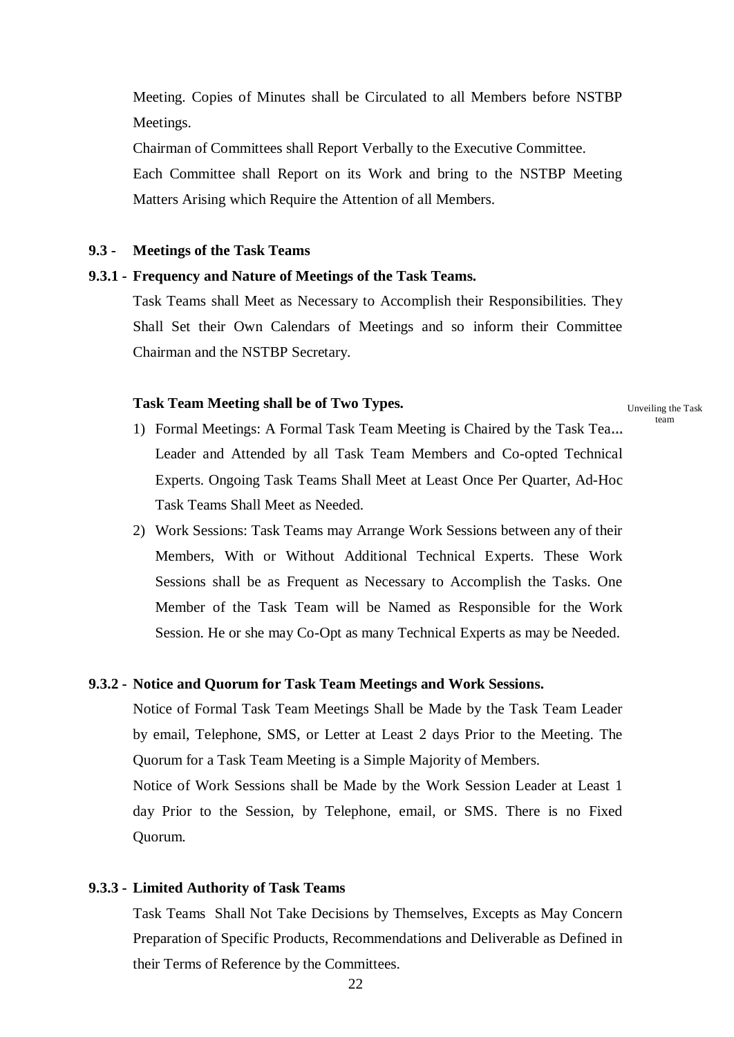Meeting. Copies of Minutes shall be Circulated to all Members before NSTBP Meetings.

Chairman of Committees shall Report Verbally to the Executive Committee.

Each Committee shall Report on its Work and bring to the NSTBP Meeting Matters Arising which Require the Attention of all Members.

### 9.3 - Meetings of the Task Teams

#### 9.3.1 - Frequency and Nature of Meetings of the Task Teams.

Task Teams shall Meet as Necessary to Accomplish their Responsibilities. They Shall Set their Own Calendars of Meetings and so inform their Committee Chairman and the NSTBP Secretary.

**Task Team Meeting shall be of Two Types.**

Unveiling the Task team

1) Formal Meetings: A Formal Task Team Meeting is Chaired by the Task Tea... Leader and Attended by all Task Team Members and Co-opted Technical Experts. Ongoing Task Teams Shall Meet at Least Once Per Quarter, Ad-Hoc Task Teams Shall Meet as Needed.
2) Work Sessions: Task Teams may Arrange Work Sessions between any of their Members, With or Without Additional Technical Experts. These Work Sessions shall be as Frequent as Necessary to Accomplish the Tasks. One Member of the Task Team will be Named as Responsible for the Work Session. He or she may Co-Opt as many Technical Experts as may be Needed.

#### 9.3.2 - Notice and Quorum for Task Team Meetings and Work Sessions.

Notice of Formal Task Team Meetings Shall be Made by the Task Team Leader by email, Telephone, SMS, or Letter at Least 2 days Prior to the Meeting. The Quorum for a Task Team Meeting is a Simple Majority of Members.

Notice of Work Sessions shall be Made by the Work Session Leader at Least 1 day Prior to the Session, by Telephone, email, or SMS. There is no Fixed Quorum.

#### 9.3.3 - Limited Authority of Task Teams

Task Teams Shall Not Take Decisions by Themselves, Excepts as May Concern Preparation of Specific Products, Recommendations and Deliverable as Defined in their Terms of Reference by the Committees.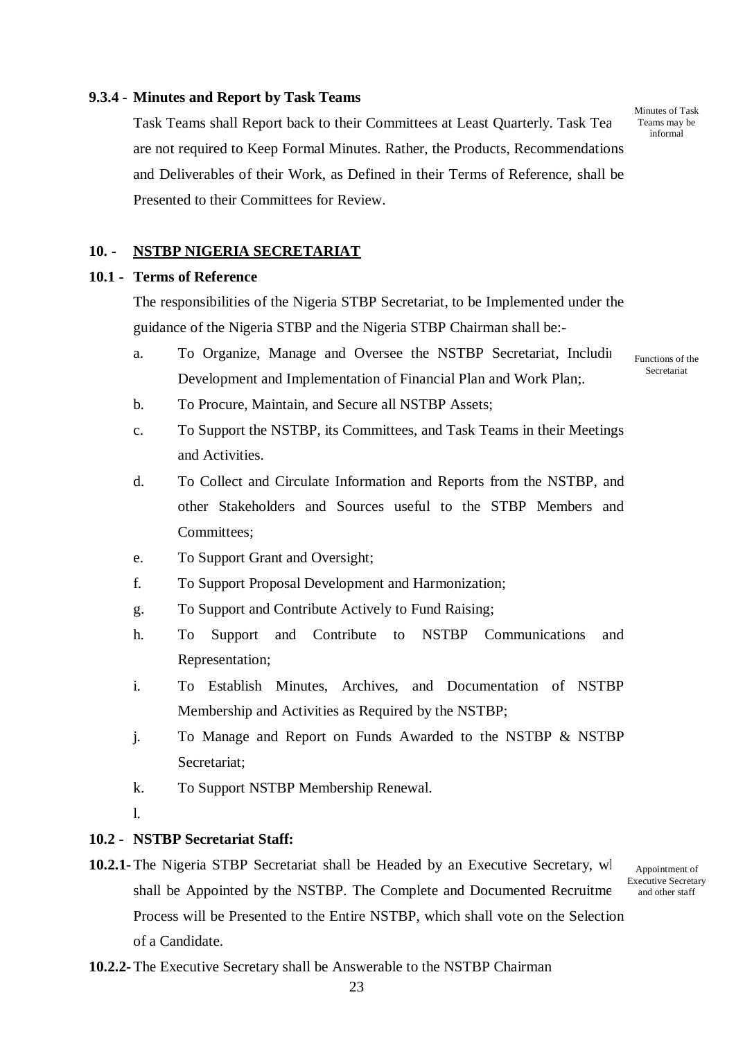### 9.3.4 - Minutes and Report by Task Teams

Minutes of Task Teams may be informal

Task Teams shall Report back to their Committees at Least Quarterly. Task Tea are not required to Keep Formal Minutes. Rather, the Products, Recommendations and Deliverables of their Work, as Defined in their Terms of Reference, shall be Presented to their Committees for Review.

## 10. - NSTBP NIGERIA SECRETARIAT

### 10.1 - Terms of Reference

The responsibilities of the Nigeria STBP Secretariat, to be Implemented under the guidance of the Nigeria STBP and the Nigeria STBP Chairman shall be:-

Functions of the Secretariat

a. To Organize, Manage and Oversee the NSTBP Secretariat, Includi Development and Implementation of Financial Plan and Work Plan;.

b. To Procure, Maintain, and Secure all NSTBP Assets;

c. To Support the NSTBP, its Committees, and Task Teams in their Meetings and Activities.

d. To Collect and Circulate Information and Reports from the NSTBP, and other Stakeholders and Sources useful to the STBP Members and Committees;

e. To Support Grant and Oversight;

f. To Support Proposal Development and Harmonization;

g. To Support and Contribute Actively to Fund Raising;

h. To Support and Contribute to NSTBP Communications and Representation;

i. To Establish Minutes, Archives, and Documentation of NSTBP Membership and Activities as Required by the NSTBP;

j. To Manage and Report on Funds Awarded to the NSTBP & NSTBP Secretariat;

k. To Support NSTBP Membership Renewal.

l.

### 10.2 - NSTBP Secretariat Staff:

Appointment of Executive Secretary and other staff

**10.2.1-** The Nigeria STBP Secretariat shall be Headed by an Executive Secretary, wl shall be Appointed by the NSTBP. The Complete and Documented Recruitme Process will be Presented to the Entire NSTBP, which shall vote on the Selection of a Candidate.

**10.2.2-** The Executive Secretary shall be Answerable to the NSTBP Chairman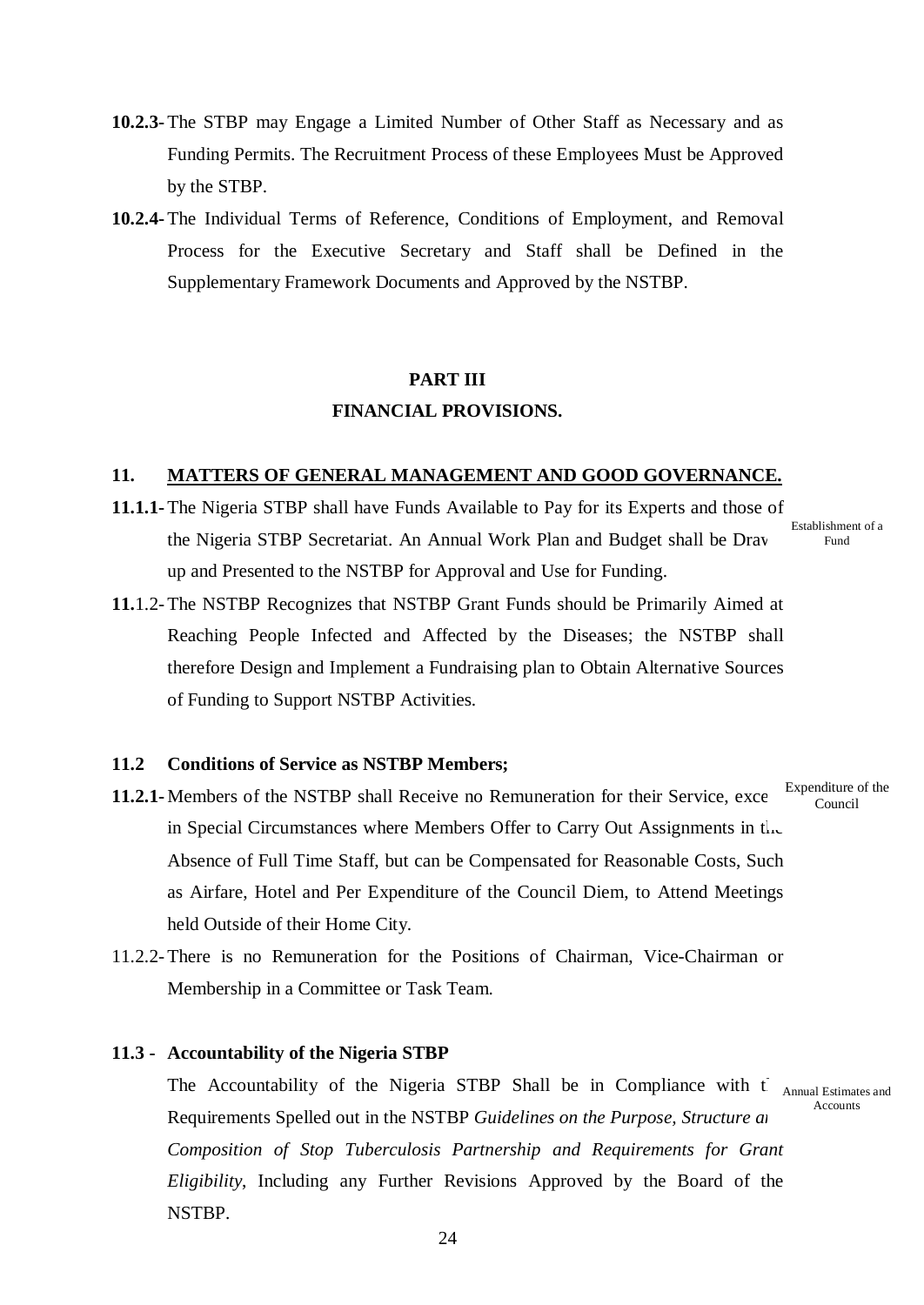**10.2.3-** The STBP may Engage a Limited Number of Other Staff as Necessary and as Funding Permits. The Recruitment Process of these Employees Must be Approved by the STBP.

**10.2.4-** The Individual Terms of Reference, Conditions of Employment, and Removal Process for the Executive Secretary and Staff shall be Defined in the Supplementary Framework Documents and Approved by the NSTBP.

## PART III

## FINANCIAL PROVISIONS.

### 11. MATTERS OF GENERAL MANAGEMENT AND GOOD GOVERNANCE.

Establishment of a Fund

**11.1.1-** The Nigeria STBP shall have Funds Available to Pay for its Experts and those of the Nigeria STBP Secretariat. An Annual Work Plan and Budget shall be Drav up and Presented to the NSTBP for Approval and Use for Funding.

**11.**1.2- The NSTBP Recognizes that NSTBP Grant Funds should be Primarily Aimed at Reaching People Infected and Affected by the Diseases; the NSTBP shall therefore Design and Implement a Fundraising plan to Obtain Alternative Sources of Funding to Support NSTBP Activities.

### 11.2 Conditions of Service as NSTBP Members;

Expenditure of the Council

**11.2.1-** Members of the NSTBP shall Receive no Remuneration for their Service, exce in Special Circumstances where Members Offer to Carry Out Assignments in the Absence of Full Time Staff, but can be Compensated for Reasonable Costs, Such as Airfare, Hotel and Per Expenditure of the Council Diem, to Attend Meetings held Outside of their Home City.

11.2.2- There is no Remuneration for the Positions of Chairman, Vice-Chairman or Membership in a Committee or Task Team.

### 11.3 - Accountability of the Nigeria STBP

Annual Estimates and Accounts

The Accountability of the Nigeria STBP Shall be in Compliance with t Requirements Spelled out in the NSTBP *Guidelines on the Purpose, Structure a Composition of Stop Tuberculosis Partnership and Requirements for Grant Eligibility*, Including any Further Revisions Approved by the Board of the NSTBP.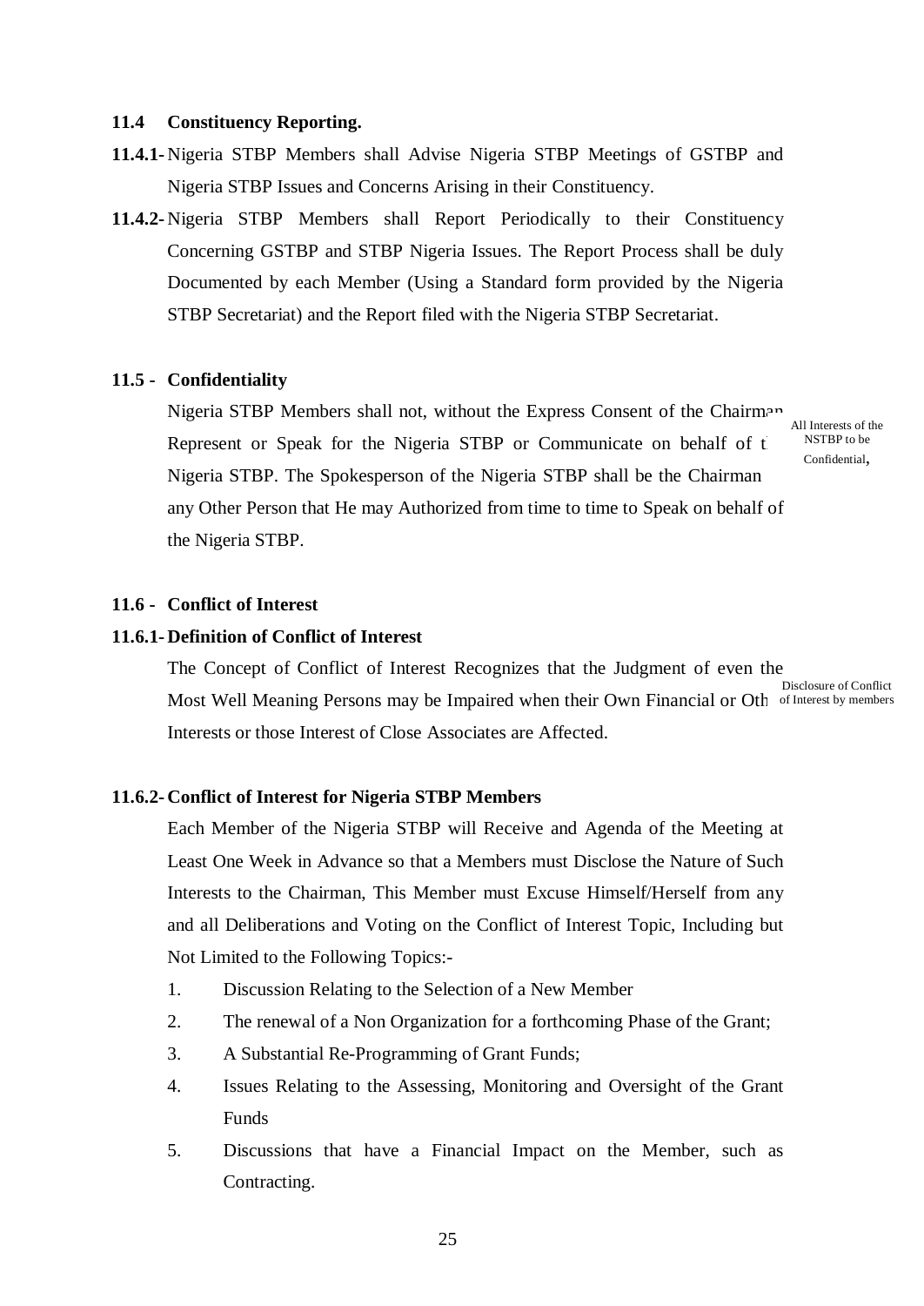### 11.4 Constituency Reporting.

**11.4.1-** Nigeria STBP Members shall Advise Nigeria STBP Meetings of GSTBP and Nigeria STBP Issues and Concerns Arising in their Constituency.

**11.4.2-** Nigeria STBP Members shall Report Periodically to their Constituency Concerning GSTBP and STBP Nigeria Issues. The Report Process shall be duly Documented by each Member (Using a Standard form provided by the Nigeria STBP Secretariat) and the Report filed with the Nigeria STBP Secretariat.

### 11.5 - Confidentiality

All Interests of the NSTBP to be Confidential,

Nigeria STBP Members shall not, without the Express Consent of the Chairman Represent or Speak for the Nigeria STBP or Communicate on behalf of the Nigeria STBP. The Spokesperson of the Nigeria STBP shall be the Chairman any Other Person that He may Authorized from time to time to Speak on behalf of the Nigeria STBP.

### 11.6 - Conflict of Interest

#### 11.6.1- Definition of Conflict of Interest

Disclosure of Conflict of Interest by members

The Concept of Conflict of Interest Recognizes that the Judgment of even the Most Well Meaning Persons may be Impaired when their Own Financial or Other Interests or those Interest of Close Associates are Affected.

#### 11.6.2- Conflict of Interest for Nigeria STBP Members

Each Member of the Nigeria STBP will Receive and Agenda of the Meeting at Least One Week in Advance so that a Members must Disclose the Nature of Such Interests to the Chairman, This Member must Excuse Himself/Herself from any and all Deliberations and Voting on the Conflict of Interest Topic, Including but Not Limited to the Following Topics:-

1. Discussion Relating to the Selection of a New Member
2. The renewal of a Non Organization for a forthcoming Phase of the Grant;
3. A Substantial Re-Programming of Grant Funds;
4. Issues Relating to the Assessing, Monitoring and Oversight of the Grant Funds
5. Discussions that have a Financial Impact on the Member, such as Contracting.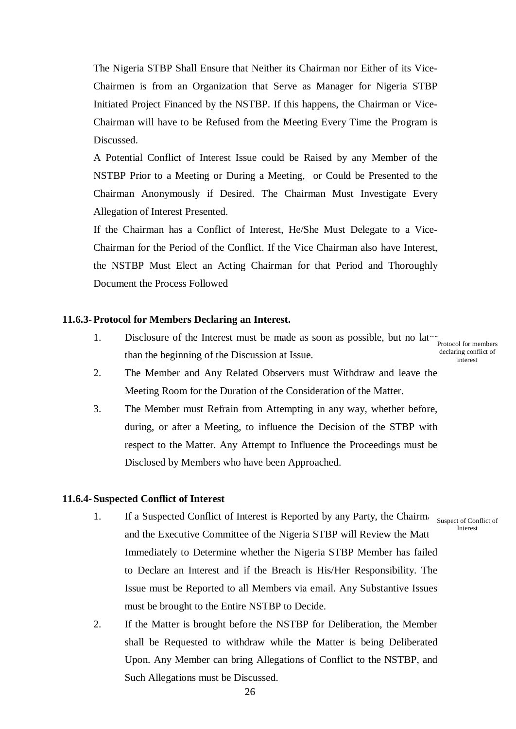The Nigeria STBP Shall Ensure that Neither its Chairman nor Either of its Vice-Chairmen is from an Organization that Serve as Manager for Nigeria STBP Initiated Project Financed by the NSTBP. If this happens, the Chairman or Vice-Chairman will have to be Refused from the Meeting Every Time the Program is Discussed.

A Potential Conflict of Interest Issue could be Raised by any Member of the NSTBP Prior to a Meeting or During a Meeting, or Could be Presented to the Chairman Anonymously if Desired. The Chairman Must Investigate Every Allegation of Interest Presented.

If the Chairman has a Conflict of Interest, He/She Must Delegate to a Vice-Chairman for the Period of the Conflict. If the Vice Chairman also have Interest, the NSTBP Must Elect an Acting Chairman for that Period and Thoroughly Document the Process Followed

### 11.6.3- Protocol for Members Declaring an Interest.

*Protocol for members declaring conflict of interest*

1. Disclosure of the Interest must be made as soon as possible, but no later than the beginning of the Discussion at Issue.
2. The Member and Any Related Observers must Withdraw and leave the Meeting Room for the Duration of the Consideration of the Matter.
3. The Member must Refrain from Attempting in any way, whether before, during, or after a Meeting, to influence the Decision of the STBP with respect to the Matter. Any Attempt to Influence the Proceedings must be Disclosed by Members who have been Approached.

### 11.6.4- Suspected Conflict of Interest

*Suspect of Conflict of Interest*

1. If a Suspected Conflict of Interest is Reported by any Party, the Chairman and the Executive Committee of the Nigeria STBP will Review the Matter Immediately to Determine whether the Nigeria STBP Member has failed to Declare an Interest and if the Breach is His/Her Responsibility. The Issue must be Reported to all Members via email. Any Substantive Issues must be brought to the Entire NSTBP to Decide.
2. If the Matter is brought before the NSTBP for Deliberation, the Member shall be Requested to withdraw while the Matter is being Deliberated Upon. Any Member can bring Allegations of Conflict to the NSTBP, and Such Allegations must be Discussed.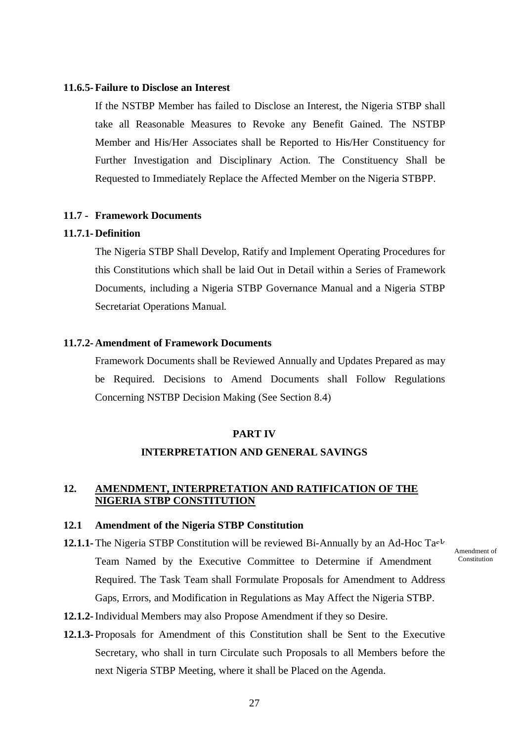**11.6.5- Failure to Disclose an Interest**

If the NSTBP Member has failed to Disclose an Interest, the Nigeria STBP shall take all Reasonable Measures to Revoke any Benefit Gained. The NSTBP Member and His/Her Associates shall be Reported to His/Her Constituency for Further Investigation and Disciplinary Action. The Constituency Shall be Requested to Immediately Replace the Affected Member on the Nigeria STBPP.

**11.7 - Framework Documents**

**11.7.1- Definition**

The Nigeria STBP Shall Develop, Ratify and Implement Operating Procedures for this Constitutions which shall be laid Out in Detail within a Series of Framework Documents, including a Nigeria STBP Governance Manual and a Nigeria STBP Secretariat Operations Manual.

**11.7.2- Amendment of Framework Documents**

Framework Documents shall be Reviewed Annually and Updates Prepared as may be Required. Decisions to Amend Documents shall Follow Regulations Concerning NSTBP Decision Making (See Section 8.4)

## PART IV

## INTERPRETATION AND GENERAL SAVINGS

## 12. AMENDMENT, INTERPRETATION AND RATIFICATION OF THE NIGERIA STBP CONSTITUTION

**12.1 Amendment of the Nigeria STBP Constitution**

*Amendment of Constitution*

**12.1.1-** The Nigeria STBP Constitution will be reviewed Bi-Annually by an Ad-Hoc Task Team Named by the Executive Committee to Determine if Amendment Required. The Task Team shall Formulate Proposals for Amendment to Address Gaps, Errors, and Modification in Regulations as May Affect the Nigeria STBP.

**12.1.2-** Individual Members may also Propose Amendment if they so Desire.

**12.1.3-** Proposals for Amendment of this Constitution shall be Sent to the Executive Secretary, who shall in turn Circulate such Proposals to all Members before the next Nigeria STBP Meeting, where it shall be Placed on the Agenda.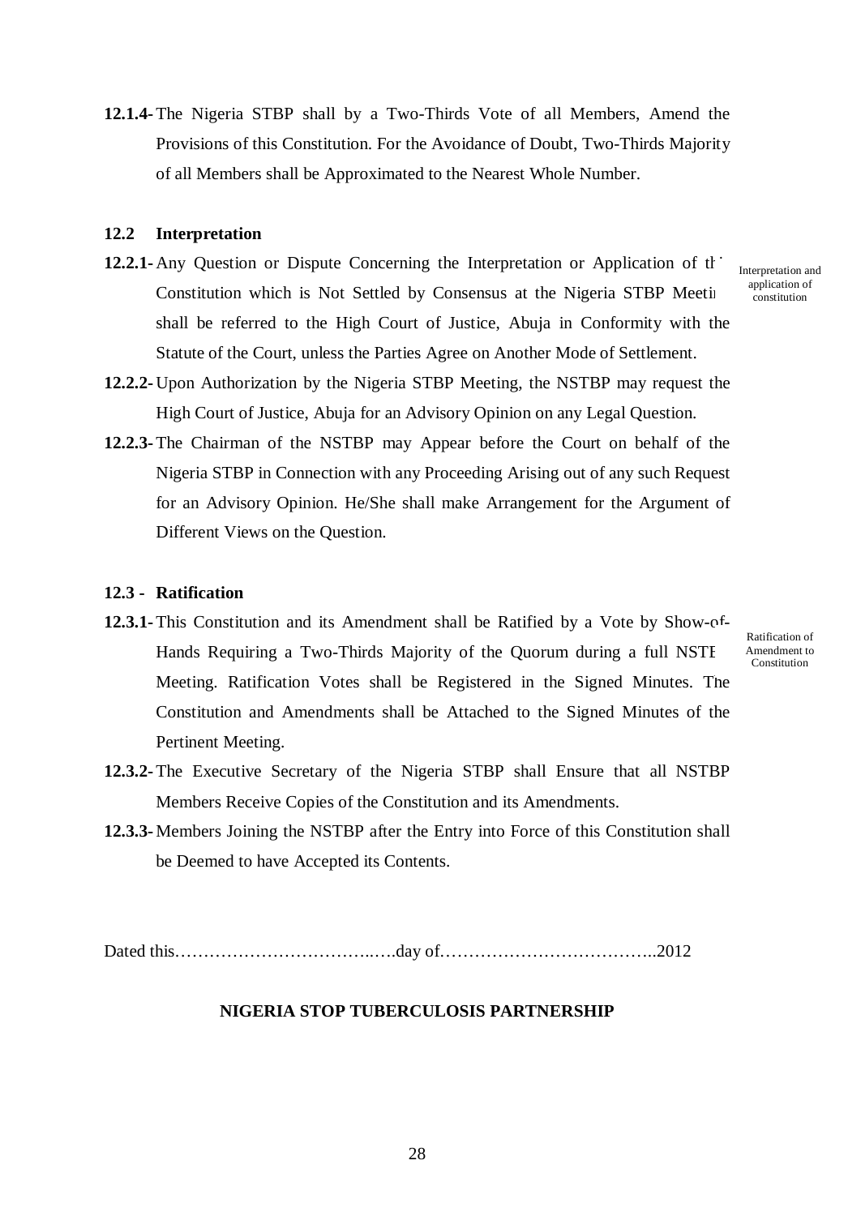**12.1.4-** The Nigeria STBP shall by a Two-Thirds Vote of all Members, Amend the Provisions of this Constitution. For the Avoidance of Doubt, Two-Thirds Majority of all Members shall be Approximated to the Nearest Whole Number.

### 12.2 Interpretation

Interpretation and application of constitution

**12.2.1-** Any Question or Dispute Concerning the Interpretation or Application of this Constitution which is Not Settled by Consensus at the Nigeria STBP Meeting shall be referred to the High Court of Justice, Abuja in Conformity with the Statute of the Court, unless the Parties Agree on Another Mode of Settlement.

**12.2.2-** Upon Authorization by the Nigeria STBP Meeting, the NSTBP may request the High Court of Justice, Abuja for an Advisory Opinion on any Legal Question.

**12.2.3-** The Chairman of the NSTBP may Appear before the Court on behalf of the Nigeria STBP in Connection with any Proceeding Arising out of any such Request for an Advisory Opinion. He/She shall make Arrangement for the Argument of Different Views on the Question.

### 12.3 - Ratification

Ratification of Amendment to Constitution

**12.3.1-** This Constitution and its Amendment shall be Ratified by a Vote by Show-of-Hands Requiring a Two-Thirds Majority of the Quorum during a full NSTBP Meeting. Ratification Votes shall be Registered in the Signed Minutes. The Constitution and Amendments shall be Attached to the Signed Minutes of the Pertinent Meeting.

**12.3.2-** The Executive Secretary of the Nigeria STBP shall Ensure that all NSTBP Members Receive Copies of the Constitution and its Amendments.

**12.3.3-** Members Joining the NSTBP after the Entry into Force of this Constitution shall be Deemed to have Accepted its Contents.

Dated this……………………………..….day of………………………………..2012

**NIGERIA STOP TUBERCULOSIS PARTNERSHIP**